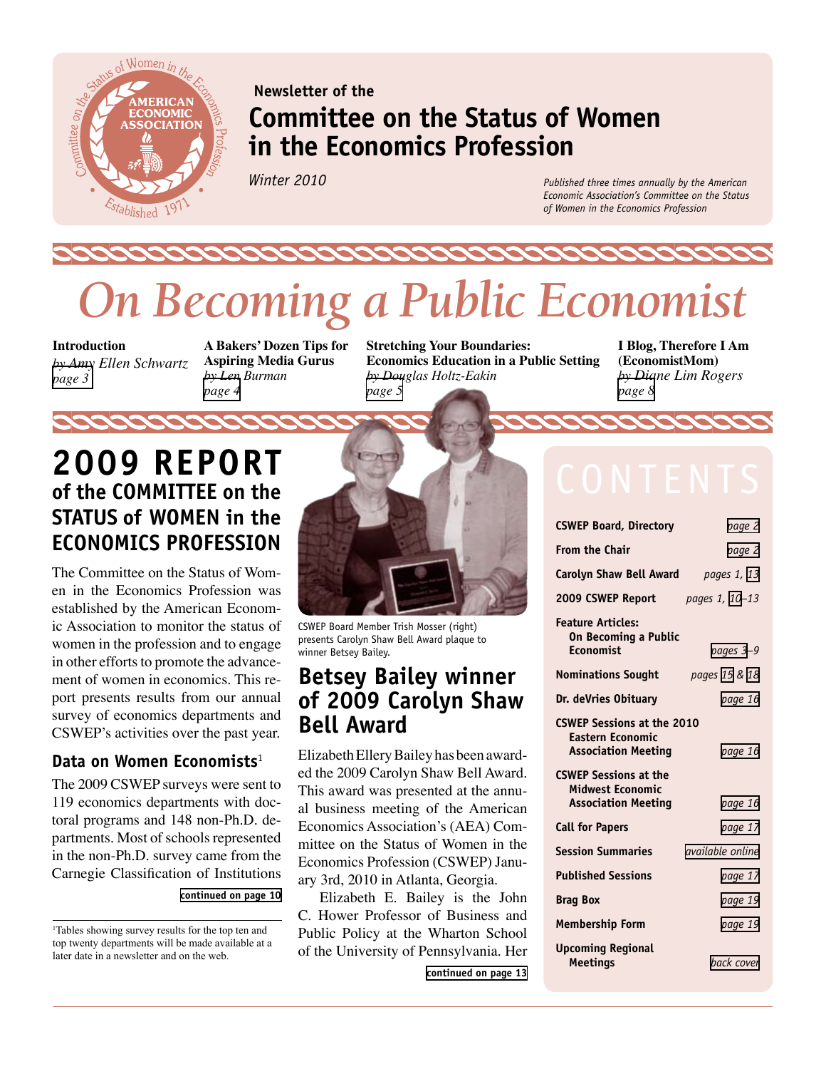Newsletter of the

# Committee on the Status of Women in the Economics Profession

*Winter 2010*

*Published three times annually by the American Economic Association's Committee on the Status of Women in the Economics Profession*

# *On Becoming a Public Economist*

**Introduction**
*by Amy Ellen Schwartz*
*page 3*

**A Bakers' Dozen Tips for Aspiring Media Gurus**
*by Len Burman*
*page 4*

**Stretching Your Boundaries: Economics Education in a Public Setting**
*by Douglas Holtz-Eakin*
*page 5*

**I Blog, Therefore I Am (EconomistMom)**
*by Diane Lim Rogers*
*page 8*

## 2009 REPORT of the COMMITTEE on the STATUS of WOMEN in the ECONOMICS PROFESSION

The Committee on the Status of Women in the Economics Profession was established by the American Economic Association to monitor the status of women in the profession and to engage in other efforts to promote the advancement of women in economics. This report presents results from our annual survey of economics departments and CSWEP's activities over the past year.

### Data on Women Economists[1]

The 2009 CSWEP surveys were sent to 119 economics departments with doctoral programs and 148 non-Ph.D. departments. Most of schools represented in the non-Ph.D. survey came from the Carnegie Classification of Institutions

**continued on page 10**

[1]Tables showing survey results for the top ten and top twenty departments will be made available at a later date in a newsletter and on the web.

CSWEP Board Member Trish Mosser (right) presents Carolyn Shaw Bell Award plaque to winner Betsey Bailey.

## Betsey Bailey winner of 2009 Carolyn Shaw Bell Award

Elizabeth Ellery Bailey has been awarded the 2009 Carolyn Shaw Bell Award. This award was presented at the annual business meeting of the American Economics Association's (AEA) Committee on the Status of Women in the Economics Profession (CSWEP) January 3rd, 2010 in Atlanta, Georgia.

Elizabeth E. Bailey is the John C. Hower Professor of Business and Public Policy at the Wharton School of the University of Pennsylvania. Her

**continued on page 13**

## CONTENTS

| | |
|---|---|
| **CSWEP Board, Directory** | *page 2* |
| **From the Chair** | *page 2* |
| **Carolyn Shaw Bell Award** | *pages 1, 13* |
| **2009 CSWEP Report** | *pages 1, 10–13* |
| **Feature Articles: On Becoming a Public Economist** | *pages 3–9* |
| **Nominations Sought** | *pages 15 & 18* |
| **Dr. deVries Obituary** | *page 16* |
| **CSWEP Sessions at the 2010 Eastern Economic Association Meeting** | *page 16* |
| **CSWEP Sessions at the Midwest Economic Association Meeting** | *page 16* |
| **Call for Papers** | *page 17* |
| **Session Summaries** | *available online* |
| **Published Sessions** | *page 17* |
| **Brag Box** | *page 19* |
| **Membership Form** | *page 19* |
| **Upcoming Regional Meetings** | *back cover* |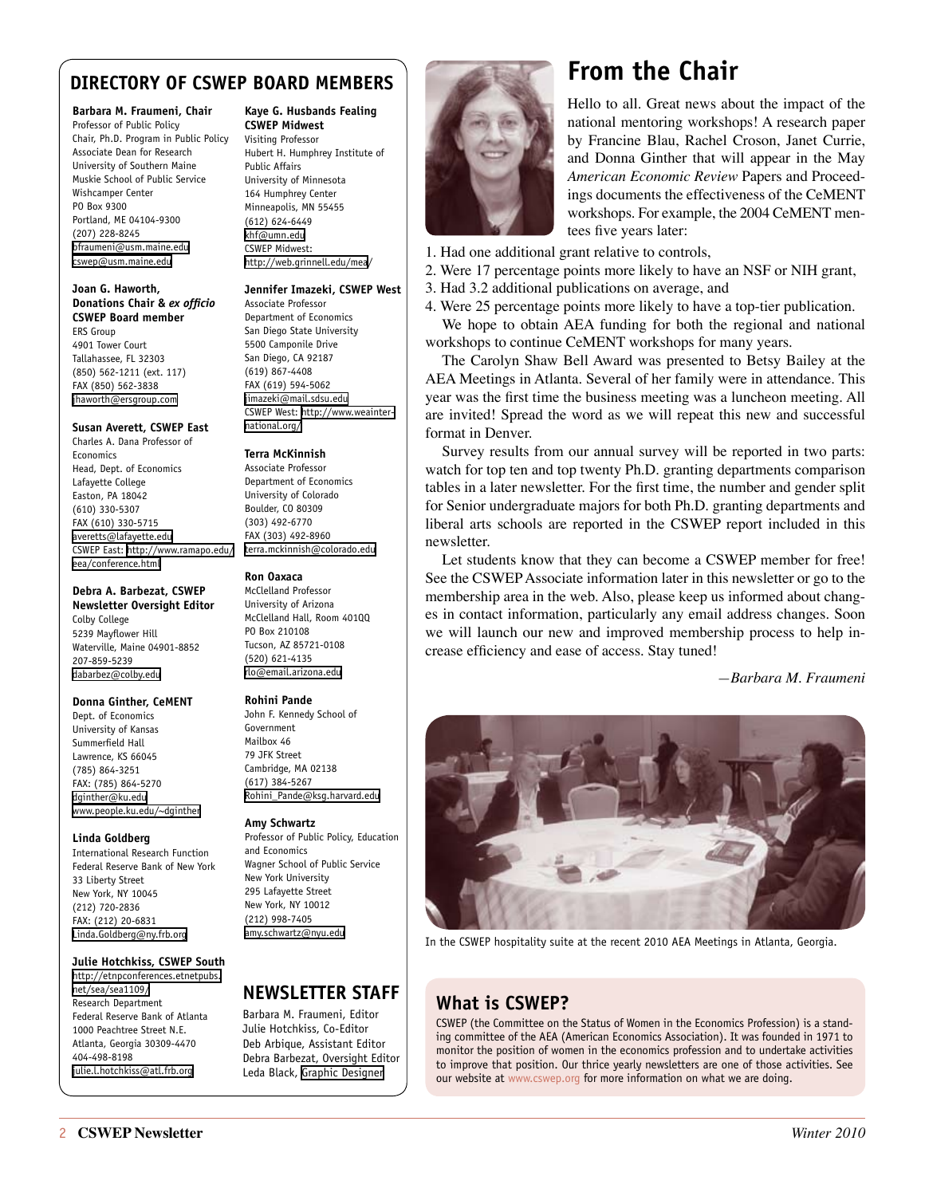## DIRECTORY OF CSWEP BOARD MEMBERS

**Barbara M. Fraumeni, Chair**
Professor of Public Policy
Chair, Ph.D. Program in Public Policy
Associate Dean for Research
University of Southern Maine
Muskie School of Public Service
Wishcamper Center
PO Box 9300
Portland, ME 04104-9300
(207) 228-8245
bfraumeni@usm.maine.edu
cswep@usm.maine.edu

**Joan G. Haworth, Donations Chair & *ex officio* CSWEP Board member**
ERS Group
4901 Tower Court
Tallahassee, FL 32303
(850) 562-1211 (ext. 117)
FAX (850) 562-3838
jhaworth@ersgroup.com

**Susan Averett, CSWEP East**
Charles A. Dana Professor of Economics
Head, Dept. of Economics
Lafayette College
Easton, PA 18042
(610) 330-5307
FAX (610) 330-5715
averetts@lafayette.edu
CSWEP East: http://www.ramapo.edu/eea/conference.html

**Debra A. Barbezat, CSWEP Newsletter Oversight Editor**
Colby College
5239 Mayflower Hill
Waterville, Maine 04901-8852
207-859-5239
dabarbez@colby.edu

**Donna Ginther, CeMENT**
Dept. of Economics
University of Kansas
Summerfield Hall
Lawrence, KS 66045
(785) 864-3251
FAX: (785) 864-5270
dginther@ku.edu
www.people.ku.edu/~dginther

**Linda Goldberg**
International Research Function
Federal Reserve Bank of New York
33 Liberty Street
New York, NY 10045
(212) 720-2836
FAX: (212) 20-6831
Linda.Goldberg@ny.frb.org

**Julie Hotchkiss, CSWEP South**
http://etnpconferences.etnetpubs.net/sea/sea1109/
Research Department
Federal Reserve Bank of Atlanta
1000 Peachtree Street N.E.
Atlanta, Georgia 30309-4470
404-498-8198
julie.l.hotchkiss@atl.frb.org

**Kaye G. Husbands Fealing CSWEP Midwest**
Visiting Professor
Hubert H. Humphrey Institute of Public Affairs
University of Minnesota
164 Humphrey Center
Minneapolis, MN 55455
(612) 624-6449
khf@umn.edu
CSWEP Midwest:
http://web.grinnell.edu/mea/

**Jennifer Imazeki, CSWEP West**
Associate Professor
Department of Economics
San Diego State University
5500 Camponile Drive
San Diego, CA 92187
(619) 867-4408
FAX (619) 594-5062
jimazeki@mail.sdsu.edu
CSWEP West: http://www.weainternational.org/

**Terra McKinnish**
Associate Professor
Department of Economics
University of Colorado
Boulder, CO 80309
(303) 492-6770
FAX (303) 492-8960
terra.mckinnish@colorado.edu

**Ron Oaxaca**
McClelland Professor
University of Arizona
McClelland Hall, Room 401QQ
PO Box 210108
Tucson, AZ 85721-0108
(520) 621-4135
rlo@email.arizona.edu

**Rohini Pande**
John F. Kennedy School of Government
Mailbox 46
79 JFK Street
Cambridge, MA 02138
(617) 384-5267
Rohini_Pande@ksg.harvard.edu

**Amy Schwartz**
Professor of Public Policy, Education and Economics
Wagner School of Public Service
New York University
295 Lafayette Street
New York, NY 10012
(212) 998-7405
amy.schwartz@nyu.edu

## NEWSLETTER STAFF

Barbara M. Fraumeni, Editor
Julie Hotchkiss, Co-Editor
Deb Arbique, Assistant Editor
Debra Barbezat, Oversight Editor
Leda Black, Graphic Designer

# From the Chair

Hello to all. Great news about the impact of the national mentoring workshops! A research paper by Francine Blau, Rachel Croson, Janet Currie, and Donna Ginther that will appear in the May *American Economic Review* Papers and Proceedings documents the effectiveness of the CeMENT workshops. For example, the 2004 CeMENT mentees five years later:

1. Had one additional grant relative to controls,
2. Were 17 percentage points more likely to have an NSF or NIH grant,
3. Had 3.2 additional publications on average, and
4. Were 25 percentage points more likely to have a top-tier publication.

We hope to obtain AEA funding for both the regional and national workshops to continue CeMENT workshops for many years.

The Carolyn Shaw Bell Award was presented to Betsy Bailey at the AEA Meetings in Atlanta. Several of her family were in attendance. This year was the first time the business meeting was a luncheon meeting. All are invited! Spread the word as we will repeat this new and successful format in Denver.

Survey results from our annual survey will be reported in two parts: watch for top ten and top twenty Ph.D. granting departments comparison tables in a later newsletter. For the first time, the number and gender split for Senior undergraduate majors for both Ph.D. granting departments and liberal arts schools are reported in the CSWEP report included in this newsletter.

Let students know that they can become a CSWEP member for free! See the CSWEP Associate information later in this newsletter or go to the membership area in the web. Also, please keep us informed about changes in contact information, particularly any email address changes. Soon we will launch our new and improved membership process to help increase efficiency and ease of access. Stay tuned!

*—Barbara M. Fraumeni*

In the CSWEP hospitality suite at the recent 2010 AEA Meetings in Atlanta, Georgia.

## What is CSWEP?

CSWEP (the Committee on the Status of Women in the Economics Profession) is a standing committee of the AEA (American Economics Association). It was founded in 1971 to monitor the position of women in the economics profession and to undertake activities to improve that position. Our thrice yearly newsletters are one of those activities. See our website at www.cswep.org for more information on what we are doing.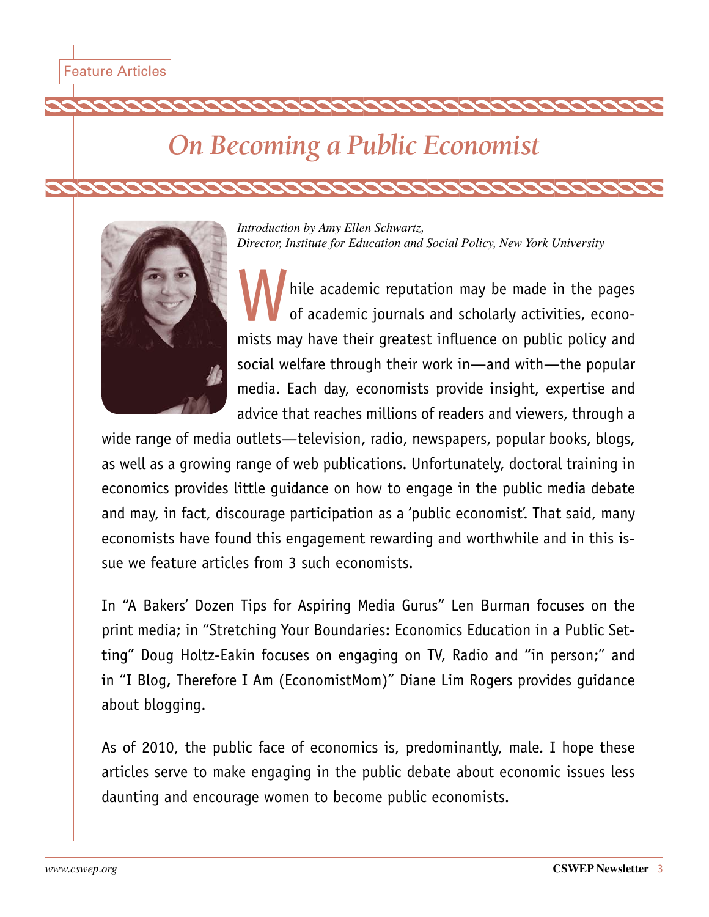Feature Articles

# On Becoming a Public Economist

*Introduction by Amy Ellen Schwartz, Director, Institute for Education and Social Policy, New York University*

While academic reputation may be made in the pages of academic journals and scholarly activities, economists may have their greatest influence on public policy and social welfare through their work in—and with—the popular media. Each day, economists provide insight, expertise and advice that reaches millions of readers and viewers, through a wide range of media outlets—television, radio, newspapers, popular books, blogs, as well as a growing range of web publications. Unfortunately, doctoral training in economics provides little guidance on how to engage in the public media debate and may, in fact, discourage participation as a 'public economist'. That said, many economists have found this engagement rewarding and worthwhile and in this issue we feature articles from 3 such economists.

In "A Bakers' Dozen Tips for Aspiring Media Gurus" Len Burman focuses on the print media; in "Stretching Your Boundaries: Economics Education in a Public Setting" Doug Holtz-Eakin focuses on engaging on TV, Radio and "in person;" and in "I Blog, Therefore I Am (EconomistMom)" Diane Lim Rogers provides guidance about blogging.

As of 2010, the public face of economics is, predominantly, male. I hope these articles serve to make engaging in the public debate about economic issues less daunting and encourage women to become public economists.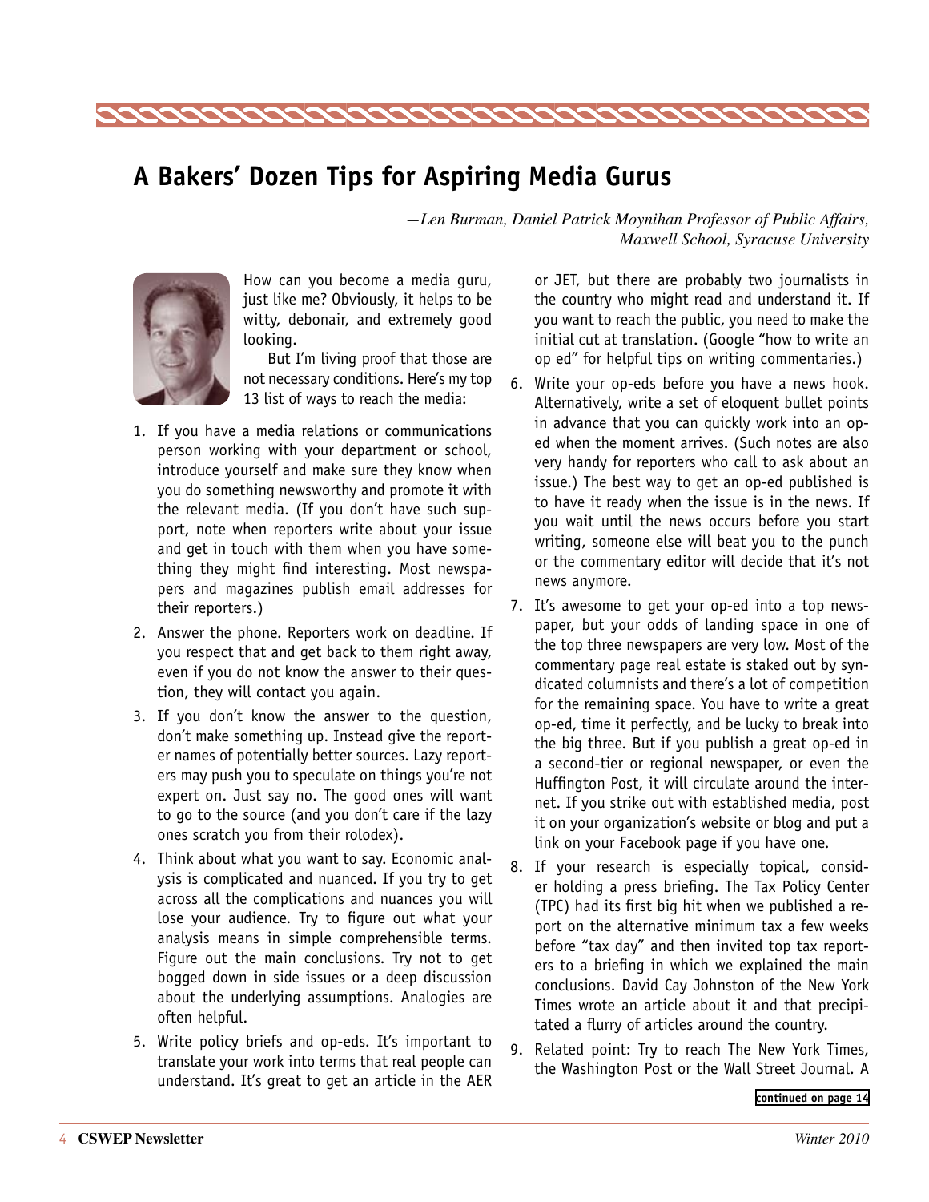## A Bakers' Dozen Tips for Aspiring Media Gurus

*—Len Burman, Daniel Patrick Moynihan Professor of Public Affairs, Maxwell School, Syracuse University*

How can you become a media guru, just like me? Obviously, it helps to be witty, debonair, and extremely good looking.

But I'm living proof that those are not necessary conditions. Here's my top 13 list of ways to reach the media:

1. If you have a media relations or communications person working with your department or school, introduce yourself and make sure they know when you do something newsworthy and promote it with the relevant media. (If you don't have such support, note when reporters write about your issue and get in touch with them when you have something they might find interesting. Most newspapers and magazines publish email addresses for their reporters.)
2. Answer the phone. Reporters work on deadline. If you respect that and get back to them right away, even if you do not know the answer to their question, they will contact you again.
3. If you don't know the answer to the question, don't make something up. Instead give the reporter names of potentially better sources. Lazy reporters may push you to speculate on things you're not expert on. Just say no. The good ones will want to go to the source (and you don't care if the lazy ones scratch you from their rolodex).
4. Think about what you want to say. Economic analysis is complicated and nuanced. If you try to get across all the complications and nuances you will lose your audience. Try to figure out what your analysis means in simple comprehensible terms. Figure out the main conclusions. Try not to get bogged down in side issues or a deep discussion about the underlying assumptions. Analogies are often helpful.
5. Write policy briefs and op-eds. It's important to translate your work into terms that real people can understand. It's great to get an article in the AER or JET, but there are probably two journalists in the country who might read and understand it. If you want to reach the public, you need to make the initial cut at translation. (Google "how to write an op ed" for helpful tips on writing commentaries.)
6. Write your op-eds before you have a news hook. Alternatively, write a set of eloquent bullet points in advance that you can quickly work into an op-ed when the moment arrives. (Such notes are also very handy for reporters who call to ask about an issue.) The best way to get an op-ed published is to have it ready when the issue is in the news. If you wait until the news occurs before you start writing, someone else will beat you to the punch or the commentary editor will decide that it's not news anymore.
7. It's awesome to get your op-ed into a top newspaper, but your odds of landing space in one of the top three newspapers are very low. Most of the commentary page real estate is staked out by syndicated columnists and there's a lot of competition for the remaining space. You have to write a great op-ed, time it perfectly, and be lucky to break into the big three. But if you publish a great op-ed in a second-tier or regional newspaper, or even the Huffington Post, it will circulate around the internet. If you strike out with established media, post it on your organization's website or blog and put a link on your Facebook page if you have one.
8. If your research is especially topical, consider holding a press briefing. The Tax Policy Center (TPC) had its first big hit when we published a report on the alternative minimum tax a few weeks before "tax day" and then invited top tax reporters to a briefing in which we explained the main conclusions. David Cay Johnston of the New York Times wrote an article about it and that precipitated a flurry of articles around the country.
9. Related point: Try to reach The New York Times, the Washington Post or the Wall Street Journal. A

continued on page 14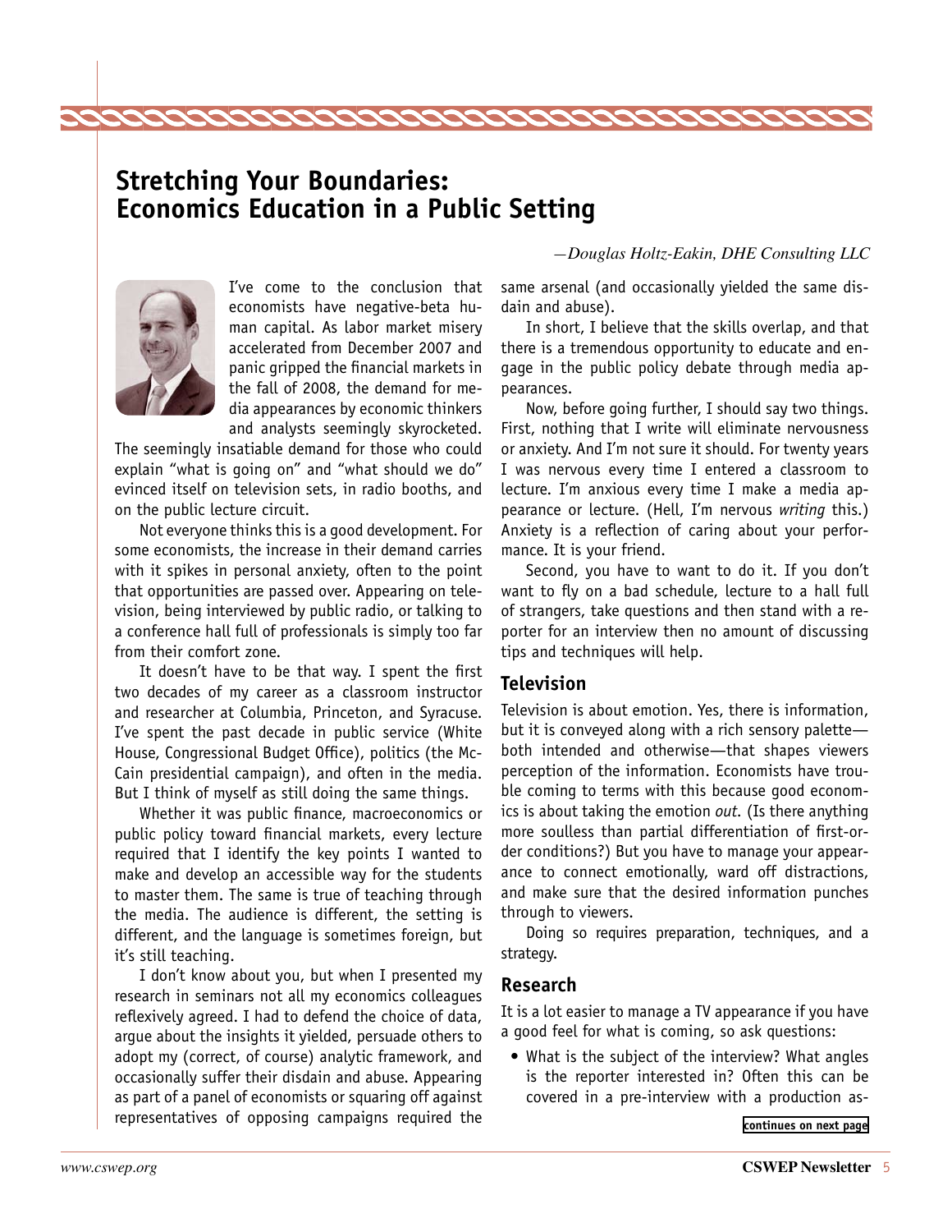# Stretching Your Boundaries: Economics Education in a Public Setting

*—Douglas Holtz-Eakin, DHE Consulting LLC*

I've come to the conclusion that economists have negative-beta human capital. As labor market misery accelerated from December 2007 and panic gripped the financial markets in the fall of 2008, the demand for media appearances by economic thinkers and analysts seemingly skyrocketed. The seemingly insatiable demand for those who could explain "what is going on" and "what should we do" evinced itself on television sets, in radio booths, and on the public lecture circuit.

Not everyone thinks this is a good development. For some economists, the increase in their demand carries with it spikes in personal anxiety, often to the point that opportunities are passed over. Appearing on television, being interviewed by public radio, or talking to a conference hall full of professionals is simply too far from their comfort zone.

It doesn't have to be that way. I spent the first two decades of my career as a classroom instructor and researcher at Columbia, Princeton, and Syracuse. I've spent the past decade in public service (White House, Congressional Budget Office), politics (the McCain presidential campaign), and often in the media. But I think of myself as still doing the same things.

Whether it was public finance, macroeconomics or public policy toward financial markets, every lecture required that I identify the key points I wanted to make and develop an accessible way for the students to master them. The same is true of teaching through the media. The audience is different, the setting is different, and the language is sometimes foreign, but it's still teaching.

I don't know about you, but when I presented my research in seminars not all my economics colleagues reflexively agreed. I had to defend the choice of data, argue about the insights it yielded, persuade others to adopt my (correct, of course) analytic framework, and occasionally suffer their disdain and abuse. Appearing as part of a panel of economists or squaring off against representatives of opposing campaigns required the same arsenal (and occasionally yielded the same disdain and abuse).

In short, I believe that the skills overlap, and that there is a tremendous opportunity to educate and engage in the public policy debate through media appearances.

Now, before going further, I should say two things. First, nothing that I write will eliminate nervousness or anxiety. And I'm not sure it should. For twenty years I was nervous every time I entered a classroom to lecture. I'm anxious every time I make a media appearance or lecture. (Hell, I'm nervous *writing* this.) Anxiety is a reflection of caring about your performance. It is your friend.

Second, you have to want to do it. If you don't want to fly on a bad schedule, lecture to a hall full of strangers, take questions and then stand with a reporter for an interview then no amount of discussing tips and techniques will help.

## Television

Television is about emotion. Yes, there is information, but it is conveyed along with a rich sensory palette—both intended and otherwise—that shapes viewers perception of the information. Economists have trouble coming to terms with this because good economics is about taking the emotion *out*. (Is there anything more soulless than partial differentiation of first-order conditions?) But you have to manage your appearance to connect emotionally, ward off distractions, and make sure that the desired information punches through to viewers.

Doing so requires preparation, techniques, and a strategy.

## Research

It is a lot easier to manage a TV appearance if you have a good feel for what is coming, so ask questions:

- What is the subject of the interview? What angles is the reporter interested in? Often this can be covered in a pre-interview with a production as-

continues on next page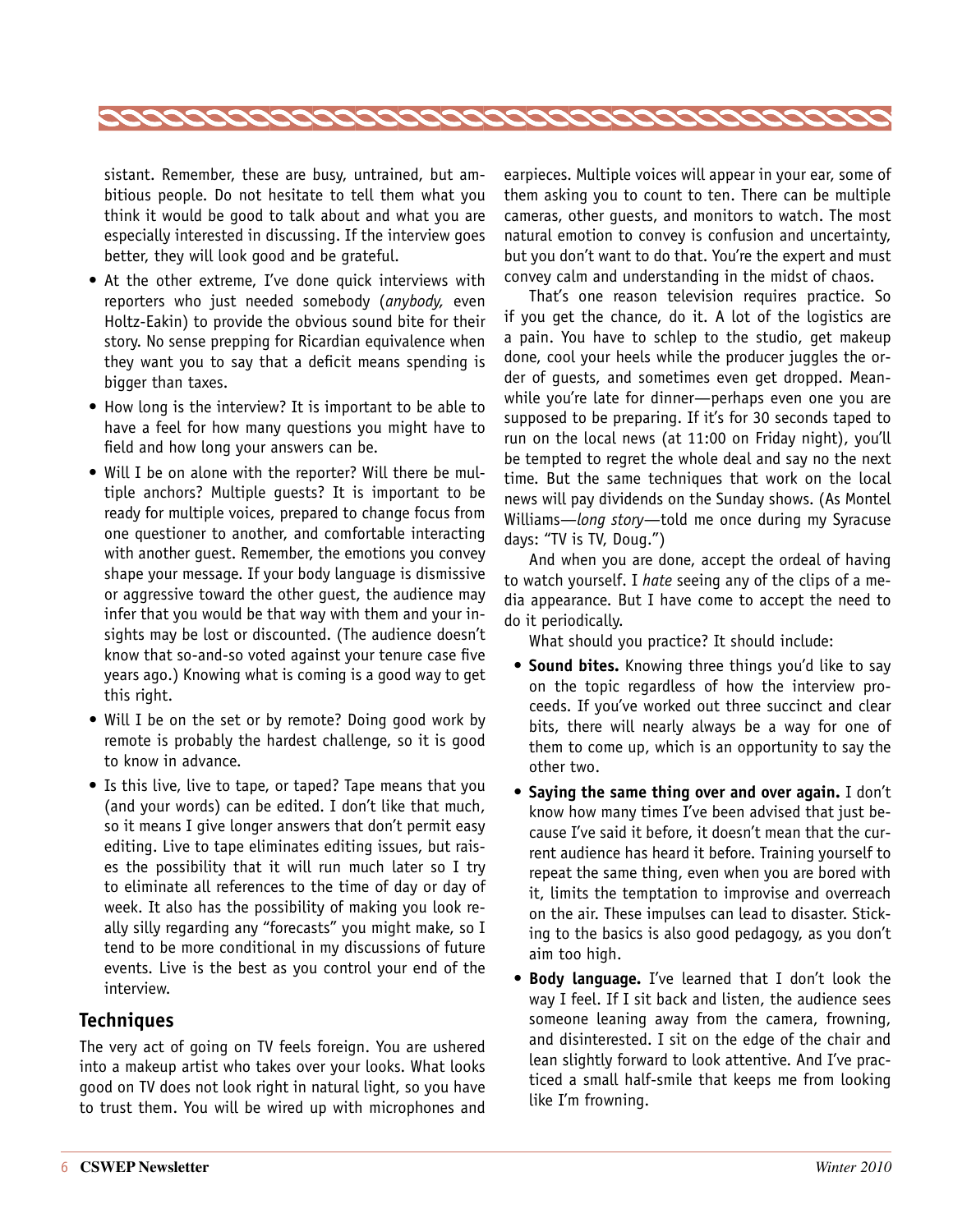sistant. Remember, these are busy, untrained, but ambitious people. Do not hesitate to tell them what you think it would be good to talk about and what you are especially interested in discussing. If the interview goes better, they will look good and be grateful.

- At the other extreme, I've done quick interviews with reporters who just needed somebody (*anybody,* even Holtz-Eakin) to provide the obvious sound bite for their story. No sense prepping for Ricardian equivalence when they want you to say that a deficit means spending is bigger than taxes.
- How long is the interview? It is important to be able to have a feel for how many questions you might have to field and how long your answers can be.
- Will I be on alone with the reporter? Will there be multiple anchors? Multiple guests? It is important to be ready for multiple voices, prepared to change focus from one questioner to another, and comfortable interacting with another guest. Remember, the emotions you convey shape your message. If your body language is dismissive or aggressive toward the other guest, the audience may infer that you would be that way with them and your insights may be lost or discounted. (The audience doesn't know that so-and-so voted against your tenure case five years ago.) Knowing what is coming is a good way to get this right.
- Will I be on the set or by remote? Doing good work by remote is probably the hardest challenge, so it is good to know in advance.
- Is this live, live to tape, or taped? Tape means that you (and your words) can be edited. I don't like that much, so it means I give longer answers that don't permit easy editing. Live to tape eliminates editing issues, but raises the possibility that it will run much later so I try to eliminate all references to the time of day or day of week. It also has the possibility of making you look really silly regarding any "forecasts" you might make, so I tend to be more conditional in my discussions of future events. Live is the best as you control your end of the interview.

## Techniques

The very act of going on TV feels foreign. You are ushered into a makeup artist who takes over your looks. What looks good on TV does not look right in natural light, so you have to trust them. You will be wired up with microphones and earpieces. Multiple voices will appear in your ear, some of them asking you to count to ten. There can be multiple cameras, other guests, and monitors to watch. The most natural emotion to convey is confusion and uncertainty, but you don't want to do that. You're the expert and must convey calm and understanding in the midst of chaos.

That's one reason television requires practice. So if you get the chance, do it. A lot of the logistics are a pain. You have to schlep to the studio, get makeup done, cool your heels while the producer juggles the order of guests, and sometimes even get dropped. Meanwhile you're late for dinner—perhaps even one you are supposed to be preparing. If it's for 30 seconds taped to run on the local news (at 11:00 on Friday night), you'll be tempted to regret the whole deal and say no the next time. But the same techniques that work on the local news will pay dividends on the Sunday shows. (As Montel Williams—*long story*—told me once during my Syracuse days: "TV is TV, Doug.")

And when you are done, accept the ordeal of having to watch yourself. I *hate* seeing any of the clips of a media appearance. But I have come to accept the need to do it periodically.

What should you practice? It should include:

- **Sound bites.** Knowing three things you'd like to say on the topic regardless of how the interview proceeds. If you've worked out three succinct and clear bits, there will nearly always be a way for one of them to come up, which is an opportunity to say the other two.
- **Saying the same thing over and over again.** I don't know how many times I've been advised that just because I've said it before, it doesn't mean that the current audience has heard it before. Training yourself to repeat the same thing, even when you are bored with it, limits the temptation to improvise and overreach on the air. These impulses can lead to disaster. Sticking to the basics is also good pedagogy, as you don't aim too high.
- **Body language.** I've learned that I don't look the way I feel. If I sit back and listen, the audience sees someone leaning away from the camera, frowning, and disinterested. I sit on the edge of the chair and lean slightly forward to look attentive. And I've practiced a small half-smile that keeps me from looking like I'm frowning.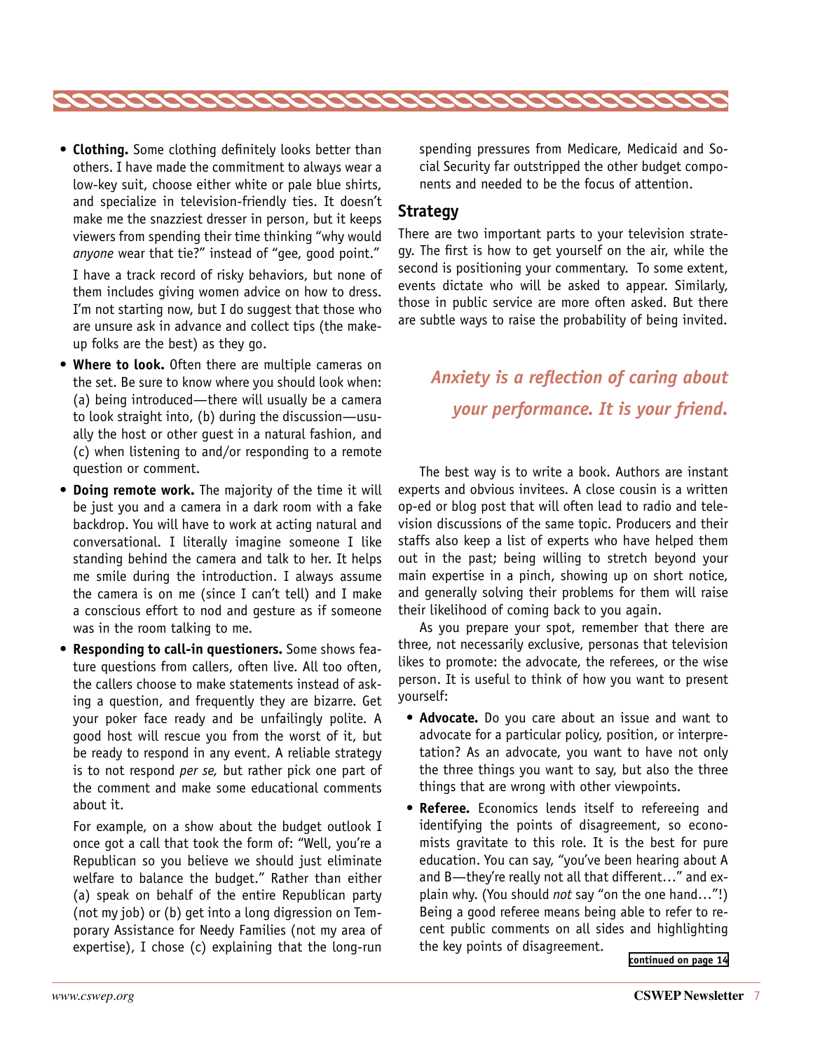- **Clothing.** Some clothing definitely looks better than others. I have made the commitment to always wear a low-key suit, choose either white or pale blue shirts, and specialize in television-friendly ties. It doesn't make me the snazziest dresser in person, but it keeps viewers from spending their time thinking "why would *anyone* wear that tie?" instead of "gee, good point."

  I have a track record of risky behaviors, but none of them includes giving women advice on how to dress. I'm not starting now, but I do suggest that those who are unsure ask in advance and collect tips (the make-up folks are the best) as they go.

- **Where to look.** Often there are multiple cameras on the set. Be sure to know where you should look when: (a) being introduced—there will usually be a camera to look straight into, (b) during the discussion—usually the host or other guest in a natural fashion, and (c) when listening to and/or responding to a remote question or comment.

- **Doing remote work.** The majority of the time it will be just you and a camera in a dark room with a fake backdrop. You will have to work at acting natural and conversational. I literally imagine someone I like standing behind the camera and talk to her. It helps me smile during the introduction. I always assume the camera is on me (since I can't tell) and I make a conscious effort to nod and gesture as if someone was in the room talking to me.

- **Responding to call-in questioners.** Some shows feature questions from callers, often live. All too often, the callers choose to make statements instead of asking a question, and frequently they are bizarre. Get your poker face ready and be unfailingly polite. A good host will rescue you from the worst of it, but be ready to respond in any event. A reliable strategy is to not respond *per se,* but rather pick one part of the comment and make some educational comments about it.

  For example, on a show about the budget outlook I once got a call that took the form of: "Well, you're a Republican so you believe we should just eliminate welfare to balance the budget." Rather than either (a) speak on behalf of the entire Republican party (not my job) or (b) get into a long digression on Temporary Assistance for Needy Families (not my area of expertise), I chose (c) explaining that the long-run spending pressures from Medicare, Medicaid and Social Security far outstripped the other budget components and needed to be the focus of attention.

## Strategy

There are two important parts to your television strategy. The first is how to get yourself on the air, while the second is positioning your commentary. To some extent, events dictate who will be asked to appear. Similarly, those in public service are more often asked. But there are subtle ways to raise the probability of being invited.

*Anxiety is a reflection of caring about your performance. It is your friend.*

The best way is to write a book. Authors are instant experts and obvious invitees. A close cousin is a written op-ed or blog post that will often lead to radio and television discussions of the same topic. Producers and their staffs also keep a list of experts who have helped them out in the past; being willing to stretch beyond your main expertise in a pinch, showing up on short notice, and generally solving their problems for them will raise their likelihood of coming back to you again.

As you prepare your spot, remember that there are three, not necessarily exclusive, personas that television likes to promote: the advocate, the referees, or the wise person. It is useful to think of how you want to present yourself:

- **Advocate.** Do you care about an issue and want to advocate for a particular policy, position, or interpretation? As an advocate, you want to have not only the three things you want to say, but also the three things that are wrong with other viewpoints.

- **Referee.** Economics lends itself to refereeing and identifying the points of disagreement, so economists gravitate to this role. It is the best for pure education. You can say, "you've been hearing about A and B—they're really not all that different…" and explain why. (You should *not* say "on the one hand…"!) Being a good referee means being able to refer to recent public comments on all sides and highlighting the key points of disagreement.

continued on page 14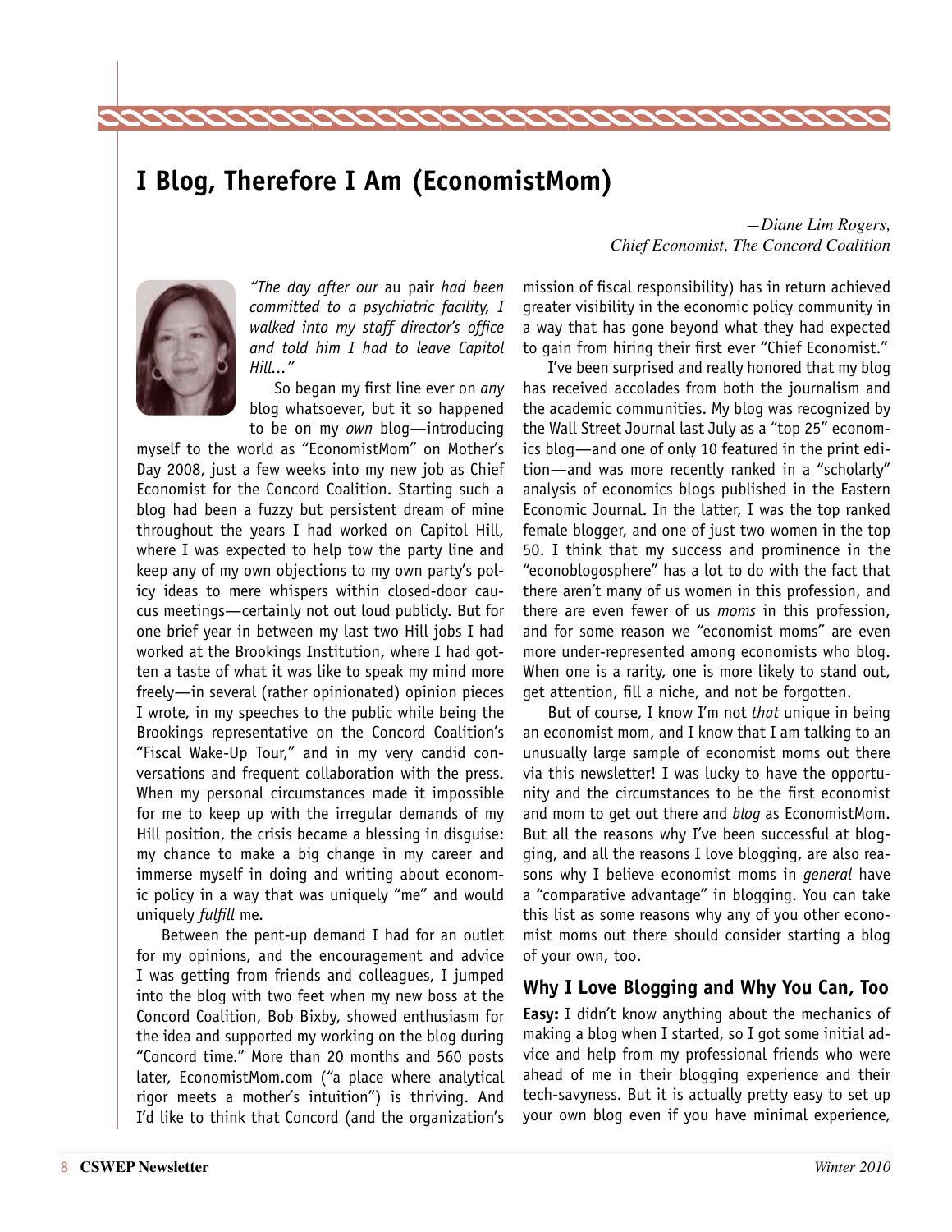# I Blog, Therefore I Am (EconomistMom)

*—Diane Lim Rogers, Chief Economist, The Concord Coalition*

*"The day after our* au pair *had been committed to a psychiatric facility, I walked into my staff director's office and told him I had to leave Capitol Hill..."*

So began my first line ever on *any* blog whatsoever, but it so happened to be on my *own* blog—introducing myself to the world as "EconomistMom" on Mother's Day 2008, just a few weeks into my new job as Chief Economist for the Concord Coalition. Starting such a blog had been a fuzzy but persistent dream of mine throughout the years I had worked on Capitol Hill, where I was expected to help tow the party line and keep any of my own objections to my own party's policy ideas to mere whispers within closed-door caucus meetings—certainly not out loud publicly. But for one brief year in between my last two Hill jobs I had worked at the Brookings Institution, where I had gotten a taste of what it was like to speak my mind more freely—in several (rather opinionated) opinion pieces I wrote, in my speeches to the public while being the Brookings representative on the Concord Coalition's "Fiscal Wake-Up Tour," and in my very candid conversations and frequent collaboration with the press. When my personal circumstances made it impossible for me to keep up with the irregular demands of my Hill position, the crisis became a blessing in disguise: my chance to make a big change in my career and immerse myself in doing and writing about economic policy in a way that was uniquely "me" and would uniquely *fulfill* me.

Between the pent-up demand I had for an outlet for my opinions, and the encouragement and advice I was getting from friends and colleagues, I jumped into the blog with two feet when my new boss at the Concord Coalition, Bob Bixby, showed enthusiasm for the idea and supported my working on the blog during "Concord time." More than 20 months and 560 posts later, EconomistMom.com ("a place where analytical rigor meets a mother's intuition") is thriving. And I'd like to think that Concord (and the organization's mission of fiscal responsibility) has in return achieved greater visibility in the economic policy community in a way that has gone beyond what they had expected to gain from hiring their first ever "Chief Economist."

I've been surprised and really honored that my blog has received accolades from both the journalism and the academic communities. My blog was recognized by the Wall Street Journal last July as a "top 25" economics blog—and one of only 10 featured in the print edition—and was more recently ranked in a "scholarly" analysis of economics blogs published in the Eastern Economic Journal. In the latter, I was the top ranked female blogger, and one of just two women in the top 50. I think that my success and prominence in the "econoblogosphere" has a lot to do with the fact that there aren't many of us women in this profession, and there are even fewer of us *moms* in this profession, and for some reason we "economist moms" are even more under-represented among economists who blog. When one is a rarity, one is more likely to stand out, get attention, fill a niche, and not be forgotten.

But of course, I know I'm not *that* unique in being an economist mom, and I know that I am talking to an unusually large sample of economist moms out there via this newsletter! I was lucky to have the opportunity and the circumstances to be the first economist and mom to get out there and *blog* as EconomistMom. But all the reasons why I've been successful at blogging, and all the reasons I love blogging, are also reasons why I believe economist moms in *general* have a "comparative advantage" in blogging. You can take this list as some reasons why any of you other economist moms out there should consider starting a blog of your own, too.

## Why I Love Blogging and Why You Can, Too

**Easy:** I didn't know anything about the mechanics of making a blog when I started, so I got some initial advice and help from my professional friends who were ahead of me in their blogging experience and their tech-savvyness. But it is actually pretty easy to set up your own blog even if you have minimal experience,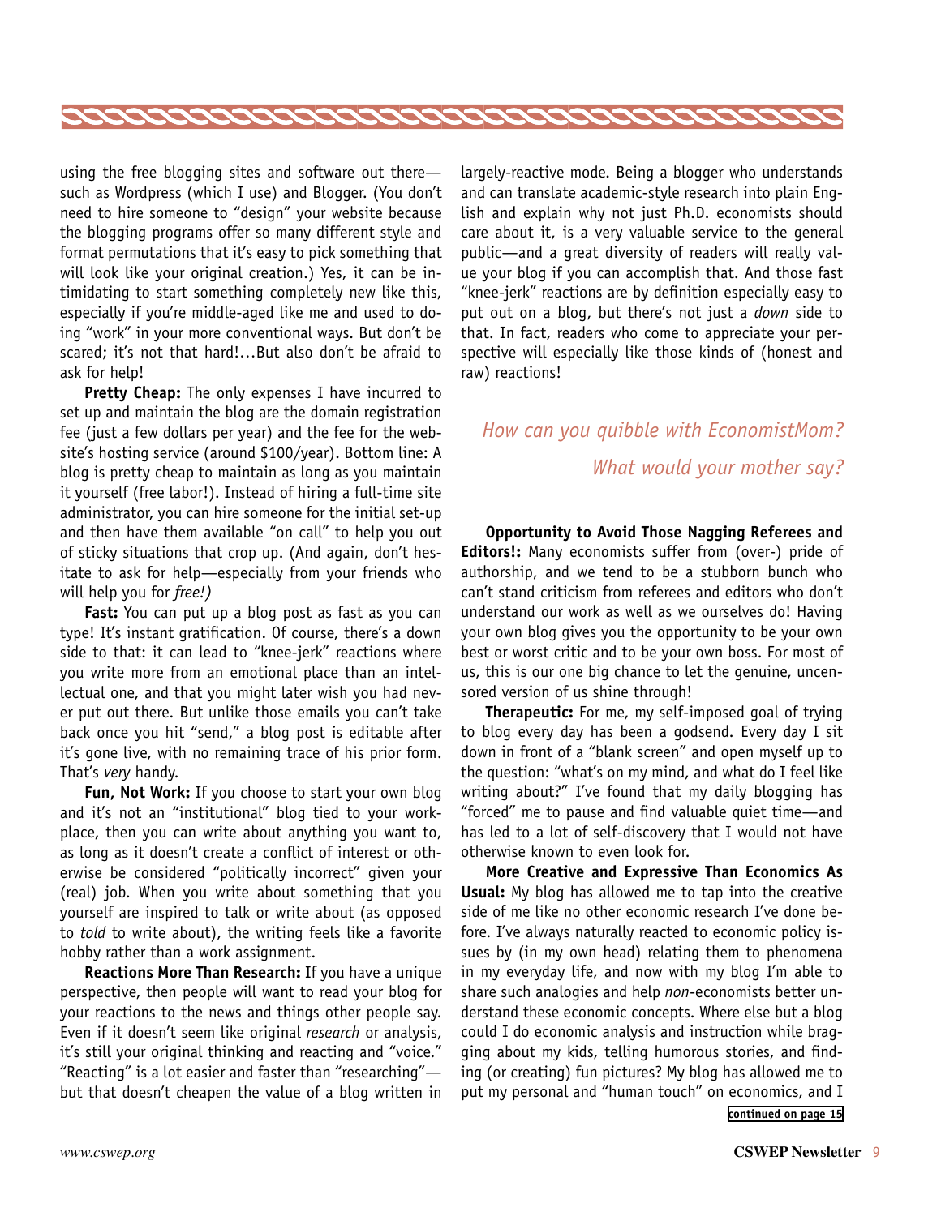using the free blogging sites and software out there—such as Wordpress (which I use) and Blogger. (You don't need to hire someone to "design" your website because the blogging programs offer so many different style and format permutations that it's easy to pick something that will look like your original creation.) Yes, it can be intimidating to start something completely new like this, especially if you're middle-aged like me and used to doing "work" in your more conventional ways. But don't be scared; it's not that hard!…But also don't be afraid to ask for help!

**Pretty Cheap:** The only expenses I have incurred to set up and maintain the blog are the domain registration fee (just a few dollars per year) and the fee for the website's hosting service (around $100/year). Bottom line: A blog is pretty cheap to maintain as long as you maintain it yourself (free labor!). Instead of hiring a full-time site administrator, you can hire someone for the initial set-up and then have them available "on call" to help you out of sticky situations that crop up. (And again, don't hesitate to ask for help—especially from your friends who will help you for *free!)*

**Fast:** You can put up a blog post as fast as you can type! It's instant gratification. Of course, there's a down side to that: it can lead to "knee-jerk" reactions where you write more from an emotional place than an intellectual one, and that you might later wish you had never put out there. But unlike those emails you can't take back once you hit "send," a blog post is editable after it's gone live, with no remaining trace of his prior form. That's *very* handy.

**Fun, Not Work:** If you choose to start your own blog and it's not an "institutional" blog tied to your workplace, then you can write about anything you want to, as long as it doesn't create a conflict of interest or otherwise be considered "politically incorrect" given your (real) job. When you write about something that you yourself are inspired to talk or write about (as opposed to *told* to write about), the writing feels like a favorite hobby rather than a work assignment.

**Reactions More Than Research:** If you have a unique perspective, then people will want to read your blog for your reactions to the news and things other people say. Even if it doesn't seem like original *research* or analysis, it's still your original thinking and reacting and "voice." "Reacting" is a lot easier and faster than "researching"—but that doesn't cheapen the value of a blog written in largely-reactive mode. Being a blogger who understands and can translate academic-style research into plain English and explain why not just Ph.D. economists should care about it, is a very valuable service to the general public—and a great diversity of readers will really value your blog if you can accomplish that. And those fast "knee-jerk" reactions are by definition especially easy to put out on a blog, but there's not just a *down* side to that. In fact, readers who come to appreciate your perspective will especially like those kinds of (honest and raw) reactions!

*How can you quibble with EconomistMom? What would your mother say?*

**Opportunity to Avoid Those Nagging Referees and Editors!:** Many economists suffer from (over-) pride of authorship, and we tend to be a stubborn bunch who can't stand criticism from referees and editors who don't understand our work as well as we ourselves do! Having your own blog gives you the opportunity to be your own best or worst critic and to be your own boss. For most of us, this is our one big chance to let the genuine, uncensored version of us shine through!

**Therapeutic:** For me, my self-imposed goal of trying to blog every day has been a godsend. Every day I sit down in front of a "blank screen" and open myself up to the question: "what's on my mind, and what do I feel like writing about?" I've found that my daily blogging has "forced" me to pause and find valuable quiet time—and has led to a lot of self-discovery that I would not have otherwise known to even look for.

**More Creative and Expressive Than Economics As Usual:** My blog has allowed me to tap into the creative side of me like no other economic research I've done before. I've always naturally reacted to economic policy issues by (in my own head) relating them to phenomena in my everyday life, and now with my blog I'm able to share such analogies and help *non*-economists better understand these economic concepts. Where else but a blog could I do economic analysis and instruction while bragging about my kids, telling humorous stories, and finding (or creating) fun pictures? My blog has allowed me to put my personal and "human touch" on economics, and I

continued on page 15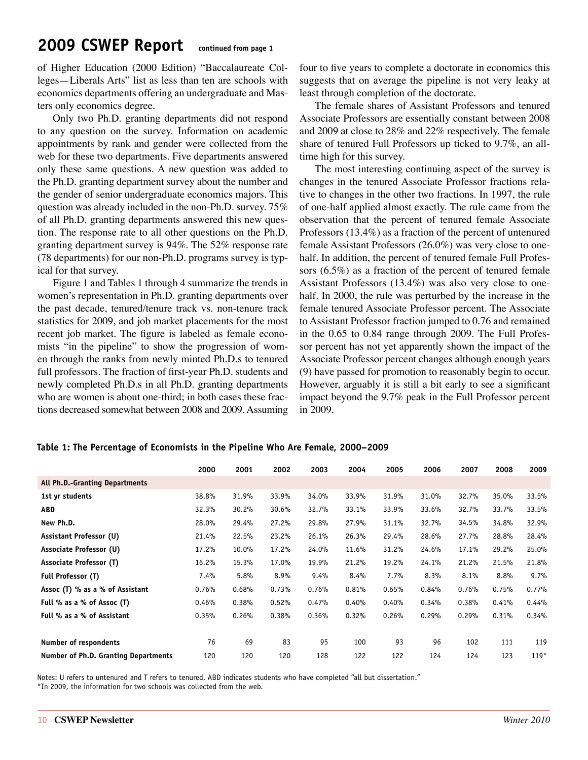## 2009 CSWEP Report continued from page 1

of Higher Education (2000 Edition) "Baccalaureate Colleges—Liberals Arts" list as less than ten are schools with economics departments offering an undergraduate and Masters only economics degree.

Only two Ph.D. granting departments did not respond to any question on the survey. Information on academic appointments by rank and gender were collected from the web for these two departments. Five departments answered only these same questions. A new question was added to the Ph.D. granting department survey about the number and the gender of senior undergraduate economics majors. This question was already included in the non-Ph.D. survey. 75% of all Ph.D. granting departments answered this new question. The response rate to all other questions on the Ph.D. granting department survey is 94%. The 52% response rate (78 departments) for our non-Ph.D. programs survey is typical for that survey.

Figure 1 and Tables 1 through 4 summarize the trends in women's representation in Ph.D. granting departments over the past decade, tenured/tenure track vs. non-tenure track statistics for 2009, and job market placements for the most recent job market. The figure is labeled as female economists "in the pipeline" to show the progression of women through the ranks from newly minted Ph.D.s to tenured full professors. The fraction of first-year Ph.D. students and newly completed Ph.D.s in all Ph.D. granting departments who are women is about one-third; in both cases these fractions decreased somewhat between 2008 and 2009. Assuming four to five years to complete a doctorate in economics this suggests that on average the pipeline is not very leaky at least through completion of the doctorate.

The female shares of Assistant Professors and tenured Associate Professors are essentially constant between 2008 and 2009 at close to 28% and 22% respectively. The female share of tenured Full Professors up ticked to 9.7%, an all-time high for this survey.

The most interesting continuing aspect of the survey is changes in the tenured Associate Professor fractions relative to changes in the other two fractions. In 1997, the rule of one-half applied almost exactly. The rule came from the observation that the percent of tenured female Associate Professors (13.4%) as a fraction of the percent of untenured female Assistant Professors (26.0%) was very close to one-half. In addition, the percent of tenured female Full Professors (6.5%) as a fraction of the percent of tenured female Assistant Professors (13.4%) was also very close to one-half. In 2000, the rule was perturbed by the increase in the female tenured Associate Professor percent. The Associate to Assistant Professor fraction jumped to 0.76 and remained in the 0.65 to 0.84 range through 2009. The Full Professor percent has not yet apparently shown the impact of the Associate Professor percent changes although enough years (9) have passed for promotion to reasonably begin to occur. However, arguably it is still a bit early to see a significant impact beyond the 9.7% peak in the Full Professor percent in 2009.

**Table 1: The Percentage of Economists in the Pipeline Who Are Female, 2000–2009**

| | 2000 | 2001 | 2002 | 2003 | 2004 | 2005 | 2006 | 2007 | 2008 | 2009 |
|---|---|---|---|---|---|---|---|---|---|---|
| **All Ph.D.-Granting Departments** | | | | | | | | | | |
| **1st yr students** | 38.8% | 31.9% | 33.9% | 34.0% | 33.9% | 31.9% | 31.0% | 32.7% | 35.0% | 33.5% |
| **ABD** | 32.3% | 30.2% | 30.6% | 32.7% | 33.1% | 33.9% | 33.6% | 32.7% | 33.7% | 33.5% |
| **New Ph.D.** | 28.0% | 29.4% | 27.2% | 29.8% | 27.9% | 31.1% | 32.7% | 34.5% | 34.8% | 32.9% |
| **Assistant Professor (U)** | 21.4% | 22.5% | 23.2% | 26.1% | 26.3% | 29.4% | 28.6% | 27.7% | 28.8% | 28.4% |
| **Associate Professor (U)** | 17.2% | 10.0% | 17.2% | 24.0% | 11.6% | 31.2% | 24.6% | 17.1% | 29.2% | 25.0% |
| **Associate Professor (T)** | 16.2% | 15.3% | 17.0% | 19.9% | 21.2% | 19.2% | 24.1% | 21.2% | 21.5% | 21.8% |
| **Full Professor (T)** | 7.4% | 5.8% | 8.9% | 9.4% | 8.4% | 7.7% | 8.3% | 8.1% | 8.8% | 9.7% |
| **Assoc (T) % as a % of Assistant** | 0.76% | 0.68% | 0.73% | 0.76% | 0.81% | 0.65% | 0.84% | 0.76% | 0.75% | 0.77% |
| **Full % as a % of Assoc (T)** | 0.46% | 0.38% | 0.52% | 0.47% | 0.40% | 0.40% | 0.34% | 0.38% | 0.41% | 0.44% |
| **Full % as a % of Assistant** | 0.35% | 0.26% | 0.38% | 0.36% | 0.32% | 0.26% | 0.29% | 0.29% | 0.31% | 0.34% |
| | | | | | | | | | | |
| **Number of respondents** | 76 | 69 | 83 | 95 | 100 | 93 | 96 | 102 | 111 | 119 |
| **Number of Ph.D. Granting Departments** | 120 | 120 | 120 | 128 | 122 | 122 | 124 | 124 | 123 | 119* |

Notes: U refers to untenured and T refers to tenured. ABD indicates students who have completed "all but dissertation."
*In 2009, the information for two schools was collected from the web.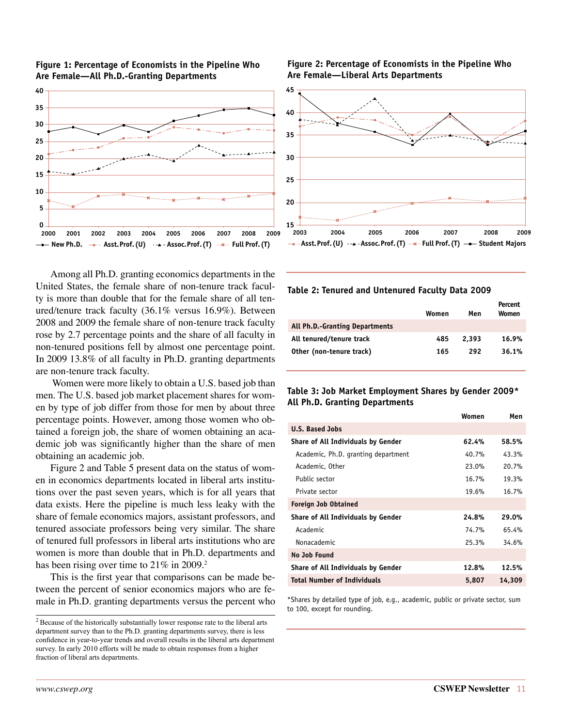**Figure 1: Percentage of Economists in the Pipeline Who Are Female—All Ph.D.-Granting Departments**

**Figure 2: Percentage of Economists in the Pipeline Who Are Female—Liberal Arts Departments**

Among all Ph.D. granting economics departments in the United States, the female share of non-tenure track faculty is more than double that for the female share of all tenured/tenure track faculty (36.1% versus 16.9%). Between 2008 and 2009 the female share of non-tenure track faculty rose by 2.7 percentage points and the share of all faculty in non-tenured positions fell by almost one percentage point. In 2009 13.8% of all faculty in Ph.D. granting departments are non-tenure track faculty.

Women were more likely to obtain a U.S. based job than men. The U.S. based job market placement shares for women by type of job differ from those for men by about three percentage points. However, among those women who obtained a foreign job, the share of women obtaining an academic job was significantly higher than the share of men obtaining an academic job.

Figure 2 and Table 5 present data on the status of women in economics departments located in liberal arts institutions over the past seven years, which is for all years that data exists. Here the pipeline is much less leaky with the share of female economics majors, assistant professors, and tenured associate professors being very similar. The share of tenured full professors in liberal arts institutions who are women is more than double that in Ph.D. departments and has been rising over time to 21% in 2009.[2]

This is the first year that comparisons can be made between the percent of senior economics majors who are female in Ph.D. granting departments versus the percent who

[2] Because of the historically substantially lower response rate to the liberal arts department survey than to the Ph.D. granting departments survey, there is less confidence in year-to-year trends and overall results in the liberal arts department survey. In early 2010 efforts will be made to obtain responses from a higher fraction of liberal arts departments.

**Table 2: Tenured and Untenured Faculty Data 2009**

| | Women | Men | Percent Women |
|---|---|---|---|
| **All Ph.D.-Granting Departments** | | | |
| **All tenured/tenure track** | 485 | 2,393 | 16.9% |
| **Other (non-tenure track)** | 165 | 292 | 36.1% |

**Table 3: Job Market Employment Shares by Gender 2009\* All Ph.D. Granting Departments**

| | Women | Men |
|---|---|---|
| **U.S. Based Jobs** | | |
| **Share of All Individuals by Gender** | **62.4%** | **58.5%** |
| Academic, Ph.D. granting department | 40.7% | 43.3% |
| Academic, Other | 23.0% | 20.7% |
| Public sector | 16.7% | 19.3% |
| Private sector | 19.6% | 16.7% |
| **Foreign Job Obtained** | | |
| **Share of All Individuals by Gender** | **24.8%** | **29.0%** |
| Academic | 74.7% | 65.4% |
| Nonacademic | 25.3% | 34.6% |
| **No Job Found** | | |
| **Share of All Individuals by Gender** | **12.8%** | **12.5%** |
| **Total Number of Individuals** | **5,807** | **14,309** |

*Shares by detailed type of job, e.g., academic, public or private sector, sum to 100, except for rounding.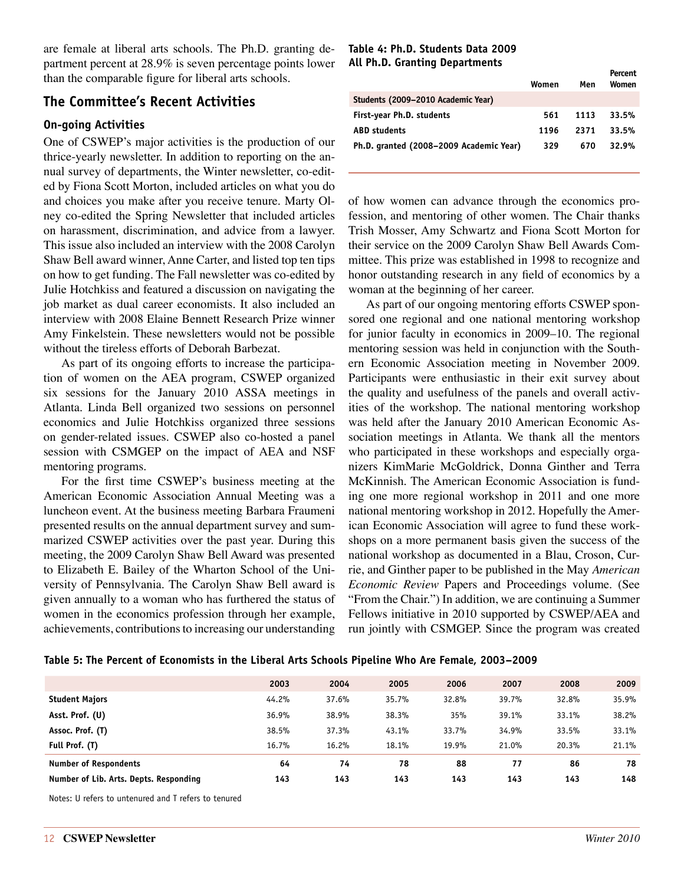are female at liberal arts schools. The Ph.D. granting department percent at 28.9% is seven percentage points lower than the comparable figure for liberal arts schools.

## The Committee's Recent Activities

### On-going Activities

One of CSWEP's major activities is the production of our thrice-yearly newsletter. In addition to reporting on the annual survey of departments, the Winter newsletter, co-edited by Fiona Scott Morton, included articles on what you do and choices you make after you receive tenure. Marty Olney co-edited the Spring Newsletter that included articles on harassment, discrimination, and advice from a lawyer. This issue also included an interview with the 2008 Carolyn Shaw Bell award winner, Anne Carter, and listed top ten tips on how to get funding. The Fall newsletter was co-edited by Julie Hotchkiss and featured a discussion on navigating the job market as dual career economists. It also included an interview with 2008 Elaine Bennett Research Prize winner Amy Finkelstein. These newsletters would not be possible without the tireless efforts of Deborah Barbezat.

As part of its ongoing efforts to increase the participation of women on the AEA program, CSWEP organized six sessions for the January 2010 ASSA meetings in Atlanta. Linda Bell organized two sessions on personnel economics and Julie Hotchkiss organized three sessions on gender-related issues. CSWEP also co-hosted a panel session with CSMGEP on the impact of AEA and NSF mentoring programs.

For the first time CSWEP's business meeting at the American Economic Association Annual Meeting was a luncheon event. At the business meeting Barbara Fraumeni presented results on the annual department survey and summarized CSWEP activities over the past year. During this meeting, the 2009 Carolyn Shaw Bell Award was presented to Elizabeth E. Bailey of the Wharton School of the University of Pennsylvania. The Carolyn Shaw Bell award is given annually to a woman who has furthered the status of women in the economics profession through her example, achievements, contributions to increasing our understanding

**Table 4: Ph.D. Students Data 2009**
**All Ph.D. Granting Departments**

| | Women | Men | Percent Women |
|---|---|---|---|
| **Students (2009–2010 Academic Year)** | | | |
| **First-year Ph.D. students** | 561 | 1113 | 33.5% |
| **ABD students** | 1196 | 2371 | 33.5% |
| **Ph.D. granted (2008–2009 Academic Year)** | 329 | 670 | 32.9% |

of how women can advance through the economics profession, and mentoring of other women. The Chair thanks Trish Mosser, Amy Schwartz and Fiona Scott Morton for their service on the 2009 Carolyn Shaw Bell Awards Committee. This prize was established in 1998 to recognize and honor outstanding research in any field of economics by a woman at the beginning of her career.

As part of our ongoing mentoring efforts CSWEP sponsored one regional and one national mentoring workshop for junior faculty in economics in 2009–10. The regional mentoring session was held in conjunction with the Southern Economic Association meeting in November 2009. Participants were enthusiastic in their exit survey about the quality and usefulness of the panels and overall activities of the workshop. The national mentoring workshop was held after the January 2010 American Economic Association meetings in Atlanta. We thank all the mentors who participated in these workshops and especially organizers KimMarie McGoldrick, Donna Ginther and Terra McKinnish. The American Economic Association is funding one more regional workshop in 2011 and one more national mentoring workshop in 2012. Hopefully the American Economic Association will agree to fund these workshops on a more permanent basis given the success of the national workshop as documented in a Blau, Croson, Currie, and Ginther paper to be published in the May *American Economic Review* Papers and Proceedings volume. (See "From the Chair.") In addition, we are continuing a Summer Fellows initiative in 2010 supported by CSWEP/AEA and run jointly with CSMGEP. Since the program was created

**Table 5: The Percent of Economists in the Liberal Arts Schools Pipeline Who Are Female, 2003–2009**

| | 2003 | 2004 | 2005 | 2006 | 2007 | 2008 | 2009 |
|---|---|---|---|---|---|---|---|
| **Student Majors** | 44.2% | 37.6% | 35.7% | 32.8% | 39.7% | 32.8% | 35.9% |
| **Asst. Prof. (U)** | 36.9% | 38.9% | 38.3% | 35% | 39.1% | 33.1% | 38.2% |
| **Assoc. Prof. (T)** | 38.5% | 37.3% | 43.1% | 33.7% | 34.9% | 33.5% | 33.1% |
| **Full Prof. (T)** | 16.7% | 16.2% | 18.1% | 19.9% | 21.0% | 20.3% | 21.1% |
| **Number of Respondents** | 64 | 74 | 78 | 88 | 77 | 86 | 78 |
| **Number of Lib. Arts. Depts. Responding** | 143 | 143 | 143 | 143 | 143 | 143 | 148 |

Notes: U refers to untenured and T refers to tenured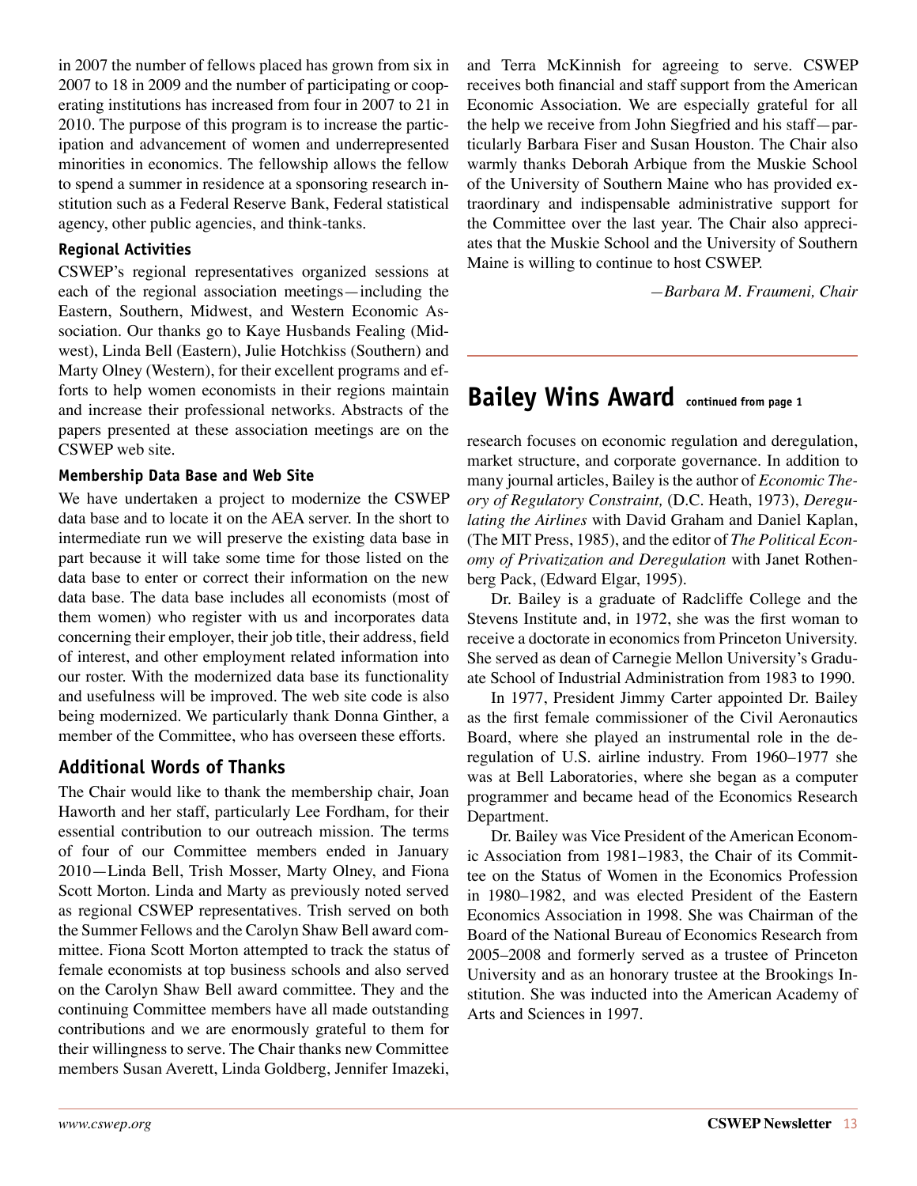in 2007 the number of fellows placed has grown from six in 2007 to 18 in 2009 and the number of participating or cooperating institutions has increased from four in 2007 to 21 in 2010. The purpose of this program is to increase the participation and advancement of women and underrepresented minorities in economics. The fellowship allows the fellow to spend a summer in residence at a sponsoring research institution such as a Federal Reserve Bank, Federal statistical agency, other public agencies, and think-tanks.

### Regional Activities

CSWEP's regional representatives organized sessions at each of the regional association meetings—including the Eastern, Southern, Midwest, and Western Economic Association. Our thanks go to Kaye Husbands Fealing (Midwest), Linda Bell (Eastern), Julie Hotchkiss (Southern) and Marty Olney (Western), for their excellent programs and efforts to help women economists in their regions maintain and increase their professional networks. Abstracts of the papers presented at these association meetings are on the CSWEP web site.

### Membership Data Base and Web Site

We have undertaken a project to modernize the CSWEP data base and to locate it on the AEA server. In the short to intermediate run we will preserve the existing data base in part because it will take some time for those listed on the data base to enter or correct their information on the new data base. The data base includes all economists (most of them women) who register with us and incorporates data concerning their employer, their job title, their address, field of interest, and other employment related information into our roster. With the modernized data base its functionality and usefulness will be improved. The web site code is also being modernized. We particularly thank Donna Ginther, a member of the Committee, who has overseen these efforts.

## Additional Words of Thanks

The Chair would like to thank the membership chair, Joan Haworth and her staff, particularly Lee Fordham, for their essential contribution to our outreach mission. The terms of four of our Committee members ended in January 2010—Linda Bell, Trish Mosser, Marty Olney, and Fiona Scott Morton. Linda and Marty as previously noted served as regional CSWEP representatives. Trish served on both the Summer Fellows and the Carolyn Shaw Bell award committee. Fiona Scott Morton attempted to track the status of female economists at top business schools and also served on the Carolyn Shaw Bell award committee. They and the continuing Committee members have all made outstanding contributions and we are enormously grateful to them for their willingness to serve. The Chair thanks new Committee members Susan Averett, Linda Goldberg, Jennifer Imazeki, and Terra McKinnish for agreeing to serve. CSWEP receives both financial and staff support from the American Economic Association. We are especially grateful for all the help we receive from John Siegfried and his staff—particularly Barbara Fiser and Susan Houston. The Chair also warmly thanks Deborah Arbique from the Muskie School of the University of Southern Maine who has provided extraordinary and indispensable administrative support for the Committee over the last year. The Chair also appreciates that the Muskie School and the University of Southern Maine is willing to continue to host CSWEP.

*—Barbara M. Fraumeni, Chair*

# Bailey Wins Award

**continued from page 1**

research focuses on economic regulation and deregulation, market structure, and corporate governance. In addition to many journal articles, Bailey is the author of *Economic Theory of Regulatory Constraint,* (D.C. Heath, 1973), *Deregulating the Airlines* with David Graham and Daniel Kaplan, (The MIT Press, 1985), and the editor of *The Political Economy of Privatization and Deregulation* with Janet Rothenberg Pack, (Edward Elgar, 1995).

Dr. Bailey is a graduate of Radcliffe College and the Stevens Institute and, in 1972, she was the first woman to receive a doctorate in economics from Princeton University. She served as dean of Carnegie Mellon University's Graduate School of Industrial Administration from 1983 to 1990.

In 1977, President Jimmy Carter appointed Dr. Bailey as the first female commissioner of the Civil Aeronautics Board, where she played an instrumental role in the deregulation of U.S. airline industry. From 1960–1977 she was at Bell Laboratories, where she began as a computer programmer and became head of the Economics Research Department.

Dr. Bailey was Vice President of the American Economic Association from 1981–1983, the Chair of its Committee on the Status of Women in the Economics Profession in 1980–1982, and was elected President of the Eastern Economics Association in 1998. She was Chairman of the Board of the National Bureau of Economics Research from 2005–2008 and formerly served as a trustee of Princeton University and as an honorary trustee at the Brookings Institution. She was inducted into the American Academy of Arts and Sciences in 1997.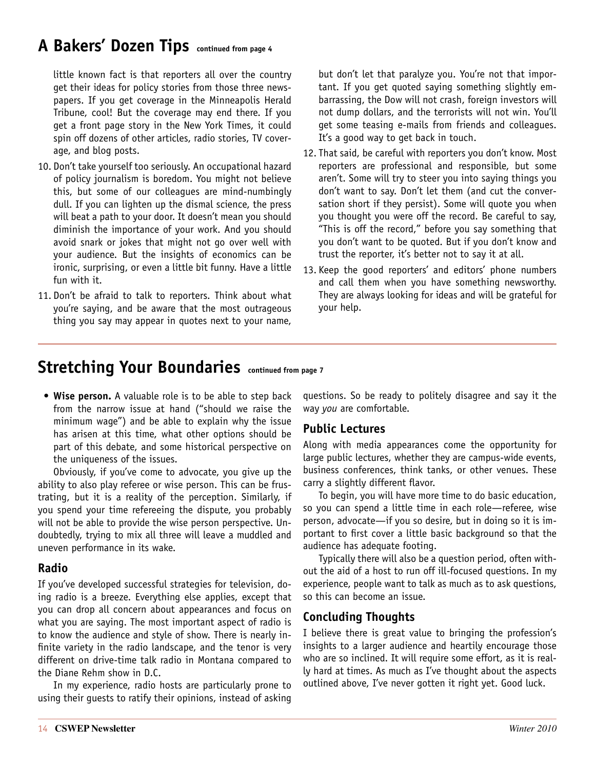## A Bakers' Dozen Tips *continued from page 4*

little known fact is that reporters all over the country get their ideas for policy stories from those three newspapers. If you get coverage in the Minneapolis Herald Tribune, cool! But the coverage may end there. If you get a front page story in the New York Times, it could spin off dozens of other articles, radio stories, TV coverage, and blog posts.

10. Don't take yourself too seriously. An occupational hazard of policy journalism is boredom. You might not believe this, but some of our colleagues are mind-numbingly dull. If you can lighten up the dismal science, the press will beat a path to your door. It doesn't mean you should diminish the importance of your work. And you should avoid snark or jokes that might not go over well with your audience. But the insights of economics can be ironic, surprising, or even a little bit funny. Have a little fun with it.
11. Don't be afraid to talk to reporters. Think about what you're saying, and be aware that the most outrageous thing you say may appear in quotes next to your name, but don't let that paralyze you. You're not that important. If you get quoted saying something slightly embarrassing, the Dow will not crash, foreign investors will not dump dollars, and the terrorists will not win. You'll get some teasing e-mails from friends and colleagues. It's a good way to get back in touch.
12. That said, be careful with reporters you don't know. Most reporters are professional and responsible, but some aren't. Some will try to steer you into saying things you don't want to say. Don't let them (and cut the conversation short if they persist). Some will quote you when you thought you were off the record. Be careful to say, "This is off the record," before you say something that you don't want to be quoted. But if you don't know and trust the reporter, it's better not to say it at all.
13. Keep the good reporters' and editors' phone numbers and call them when you have something newsworthy. They are always looking for ideas and will be grateful for your help.

## Stretching Your Boundaries *continued from page 7*

- **Wise person.** A valuable role is to be able to step back from the narrow issue at hand ("should we raise the minimum wage") and be able to explain why the issue has arisen at this time, what other options should be part of this debate, and some historical perspective on the uniqueness of the issues.

Obviously, if you've come to advocate, you give up the ability to also play referee or wise person. This can be frustrating, but it is a reality of the perception. Similarly, if you spend your time refereeing the dispute, you probably will not be able to provide the wise person perspective. Undoubtedly, trying to mix all three will leave a muddled and uneven performance in its wake.

### Radio

If you've developed successful strategies for television, doing radio is a breeze. Everything else applies, except that you can drop all concern about appearances and focus on what you are saying. The most important aspect of radio is to know the audience and style of show. There is nearly infinite variety in the radio landscape, and the tenor is very different on drive-time talk radio in Montana compared to the Diane Rehm show in D.C.

In my experience, radio hosts are particularly prone to using their guests to ratify their opinions, instead of asking questions. So be ready to politely disagree and say it the way *you* are comfortable.

### Public Lectures

Along with media appearances come the opportunity for large public lectures, whether they are campus-wide events, business conferences, think tanks, or other venues. These carry a slightly different flavor.

To begin, you will have more time to do basic education, so you can spend a little time in each role—referee, wise person, advocate—if you so desire, but in doing so it is important to first cover a little basic background so that the audience has adequate footing.

Typically there will also be a question period, often without the aid of a host to run off ill-focused questions. In my experience, people want to talk as much as to ask questions, so this can become an issue.

### Concluding Thoughts

I believe there is great value to bringing the profession's insights to a larger audience and heartily encourage those who are so inclined. It will require some effort, as it is really hard at times. As much as I've thought about the aspects outlined above, I've never gotten it right yet. Good luck.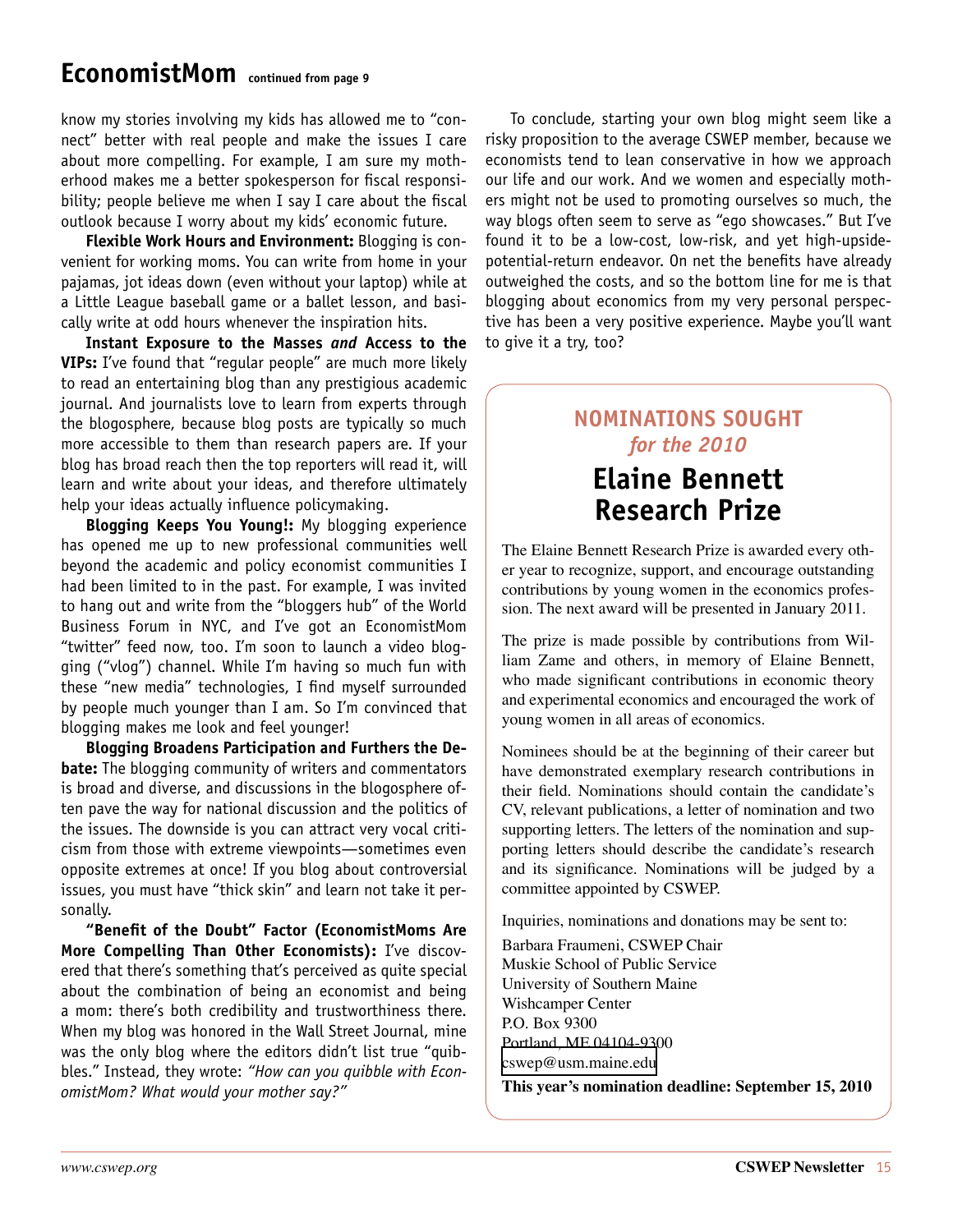## EconomistMom continued from page 9

know my stories involving my kids has allowed me to "connect" better with real people and make the issues I care about more compelling. For example, I am sure my motherhood makes me a better spokesperson for fiscal responsibility; people believe me when I say I care about the fiscal outlook because I worry about my kids' economic future.

**Flexible Work Hours and Environment:** Blogging is convenient for working moms. You can write from home in your pajamas, jot ideas down (even without your laptop) while at a Little League baseball game or a ballet lesson, and basically write at odd hours whenever the inspiration hits.

**Instant Exposure to the Masses *and* Access to the VIPs:** I've found that "regular people" are much more likely to read an entertaining blog than any prestigious academic journal. And journalists love to learn from experts through the blogosphere, because blog posts are typically so much more accessible to them than research papers are. If your blog has broad reach then the top reporters will read it, will learn and write about your ideas, and therefore ultimately help your ideas actually influence policymaking.

**Blogging Keeps You Young!:** My blogging experience has opened me up to new professional communities well beyond the academic and policy economist communities I had been limited to in the past. For example, I was invited to hang out and write from the "bloggers hub" of the World Business Forum in NYC, and I've got an EconomistMom "twitter" feed now, too. I'm soon to launch a video blogging ("vlog") channel. While I'm having so much fun with these "new media" technologies, I find myself surrounded by people much younger than I am. So I'm convinced that blogging makes me look and feel younger!

**Blogging Broadens Participation and Furthers the Debate:** The blogging community of writers and commentators is broad and diverse, and discussions in the blogosphere often pave the way for national discussion and the politics of the issues. The downside is you can attract very vocal criticism from those with extreme viewpoints—sometimes even opposite extremes at once! If you blog about controversial issues, you must have "thick skin" and learn not take it personally.

**"Benefit of the Doubt" Factor (EconomistMoms Are More Compelling Than Other Economists):** I've discovered that there's something that's perceived as quite special about the combination of being an economist and being a mom: there's both credibility and trustworthiness there. When my blog was honored in the Wall Street Journal, mine was the only blog where the editors didn't list true "quibbles." Instead, they wrote: *"How can you quibble with EconomistMom? What would your mother say?"*

To conclude, starting your own blog might seem like a risky proposition to the average CSWEP member, because we economists tend to lean conservative in how we approach our life and our work. And we women and especially mothers might not be used to promoting ourselves so much, the way blogs often seem to serve as "ego showcases." But I've found it to be a low-cost, low-risk, and yet high-upside-potential-return endeavor. On net the benefits have already outweighed the costs, and so the bottom line for me is that blogging about economics from my very personal perspective has been a very positive experience. Maybe you'll want to give it a try, too?

## NOMINATIONS SOUGHT *for the 2010*
# Elaine Bennett Research Prize

The Elaine Bennett Research Prize is awarded every other year to recognize, support, and encourage outstanding contributions by young women in the economics profession. The next award will be presented in January 2011.

The prize is made possible by contributions from William Zame and others, in memory of Elaine Bennett, who made significant contributions in economic theory and experimental economics and encouraged the work of young women in all areas of economics.

Nominees should be at the beginning of their career but have demonstrated exemplary research contributions in their field. Nominations should contain the candidate's CV, relevant publications, a letter of nomination and two supporting letters. The letters of the nomination and supporting letters should describe the candidate's research and its significance. Nominations will be judged by a committee appointed by CSWEP.

Inquiries, nominations and donations may be sent to:

Barbara Fraumeni, CSWEP Chair
Muskie School of Public Service
University of Southern Maine
Wishcamper Center
P.O. Box 9300
Portland, ME 04104-9300
cswep@usm.maine.edu

**This year's nomination deadline: September 15, 2010**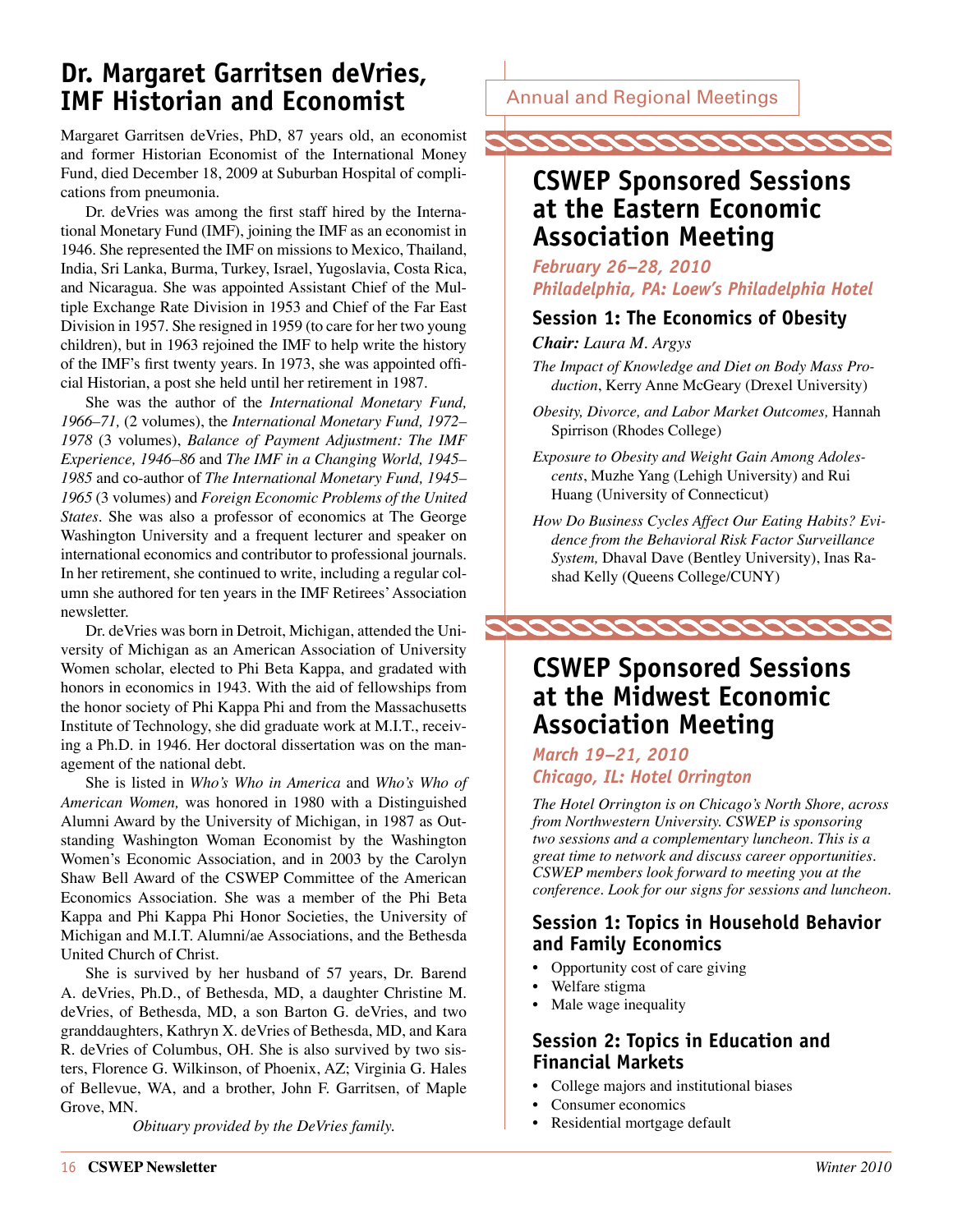# Dr. Margaret Garritsen deVries, IMF Historian and Economist

Margaret Garritsen deVries, PhD, 87 years old, an economist and former Historian Economist of the International Money Fund, died December 18, 2009 at Suburban Hospital of complications from pneumonia.

Dr. deVries was among the first staff hired by the International Monetary Fund (IMF), joining the IMF as an economist in 1946. She represented the IMF on missions to Mexico, Thailand, India, Sri Lanka, Burma, Turkey, Israel, Yugoslavia, Costa Rica, and Nicaragua. She was appointed Assistant Chief of the Multiple Exchange Rate Division in 1953 and Chief of the Far East Division in 1957. She resigned in 1959 (to care for her two young children), but in 1963 rejoined the IMF to help write the history of the IMF's first twenty years. In 1973, she was appointed official Historian, a post she held until her retirement in 1987.

She was the author of the *International Monetary Fund, 1966–71,* (2 volumes), the *International Monetary Fund, 1972–1978* (3 volumes), *Balance of Payment Adjustment: The IMF Experience, 1946–86* and *The IMF in a Changing World, 1945–1985* and co-author of *The International Monetary Fund, 1945–1965* (3 volumes) and *Foreign Economic Problems of the United States*. She was also a professor of economics at The George Washington University and a frequent lecturer and speaker on international economics and contributor to professional journals. In her retirement, she continued to write, including a regular column she authored for ten years in the IMF Retirees' Association newsletter.

Dr. deVries was born in Detroit, Michigan, attended the University of Michigan as an American Association of University Women scholar, elected to Phi Beta Kappa, and gradated with honors in economics in 1943. With the aid of fellowships from the honor society of Phi Kappa Phi and from the Massachusetts Institute of Technology, she did graduate work at M.I.T., receiving a Ph.D. in 1946. Her doctoral dissertation was on the management of the national debt.

She is listed in *Who's Who in America* and *Who's Who of American Women,* was honored in 1980 with a Distinguished Alumni Award by the University of Michigan, in 1987 as Outstanding Washington Woman Economist by the Washington Women's Economic Association, and in 2003 by the Carolyn Shaw Bell Award of the CSWEP Committee of the American Economics Association. She was a member of the Phi Beta Kappa and Phi Kappa Phi Honor Societies, the University of Michigan and M.I.T. Alumni/ae Associations, and the Bethesda United Church of Christ.

She is survived by her husband of 57 years, Dr. Barend A. deVries, Ph.D., of Bethesda, MD, a daughter Christine M. deVries, of Bethesda, MD, a son Barton G. deVries, and two granddaughters, Kathryn X. deVries of Bethesda, MD, and Kara R. deVries of Columbus, OH. She is also survived by two sisters, Florence G. Wilkinson, of Phoenix, AZ; Virginia G. Hales of Bellevue, WA, and a brother, John F. Garritsen, of Maple Grove, MN.

*Obituary provided by the DeVries family.*

Annual and Regional Meetings

## CSWEP Sponsored Sessions at the Eastern Economic Association Meeting

***February 26–28, 2010***
***Philadelphia, PA: Loew's Philadelphia Hotel***

### Session 1: The Economics of Obesity

***Chair:*** *Laura M. Argys*

*The Impact of Knowledge and Diet on Body Mass Production*, Kerry Anne McGeary (Drexel University)

*Obesity, Divorce, and Labor Market Outcomes,* Hannah Spirrison (Rhodes College)

*Exposure to Obesity and Weight Gain Among Adolescents*, Muzhe Yang (Lehigh University) and Rui Huang (University of Connecticut)

*How Do Business Cycles Affect Our Eating Habits? Evidence from the Behavioral Risk Factor Surveillance System,* Dhaval Dave (Bentley University), Inas Rashad Kelly (Queens College/CUNY)

## CSWEP Sponsored Sessions at the Midwest Economic Association Meeting

***March 19–21, 2010***
***Chicago, IL: Hotel Orrington***

*The Hotel Orrington is on Chicago's North Shore, across from Northwestern University. CSWEP is sponsoring two sessions and a complementary luncheon. This is a great time to network and discuss career opportunities. CSWEP members look forward to meeting you at the conference. Look for our signs for sessions and luncheon.*

### Session 1: Topics in Household Behavior and Family Economics

- Opportunity cost of care giving
- Welfare stigma
- Male wage inequality

### Session 2: Topics in Education and Financial Markets

- College majors and institutional biases
- Consumer economics
- Residential mortgage default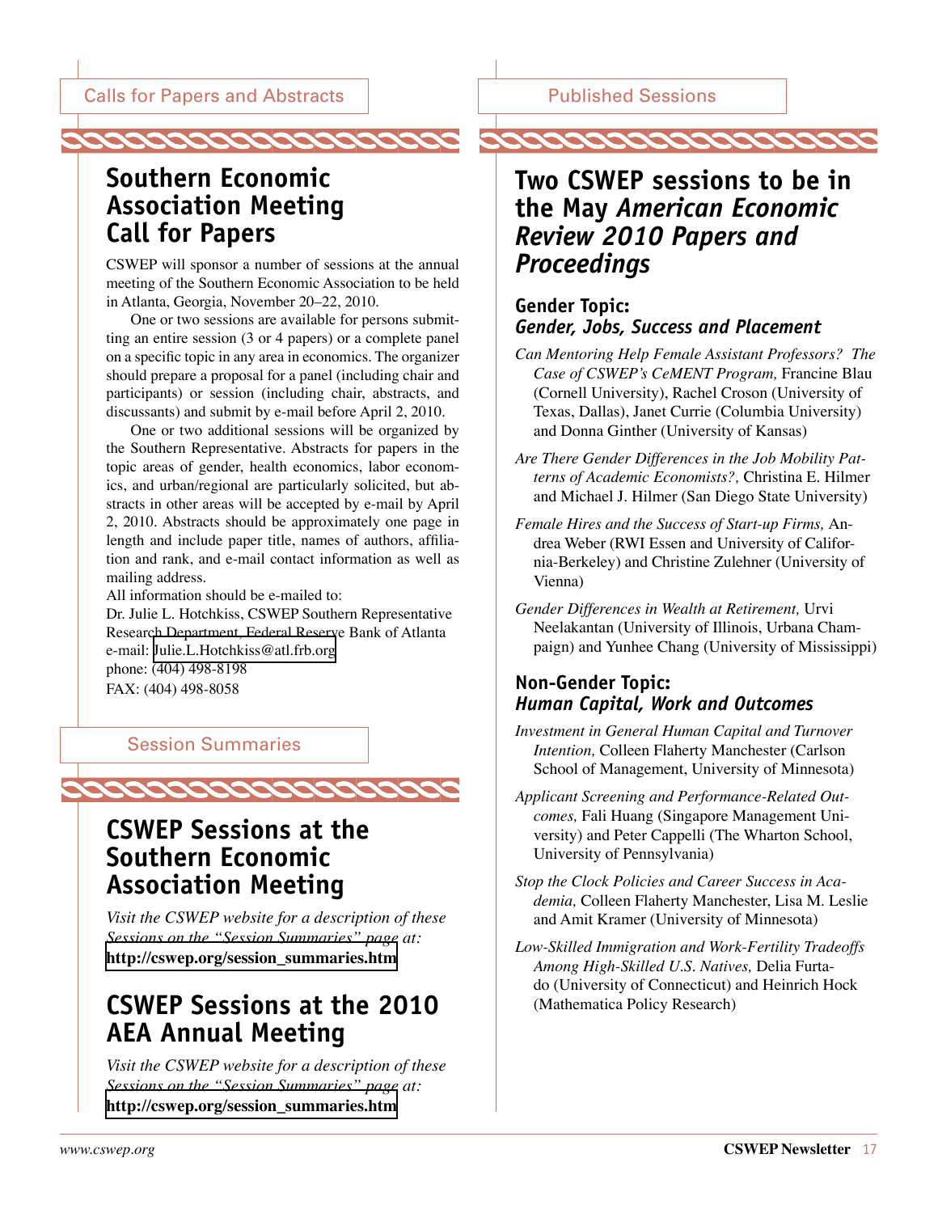Calls for Papers and Abstracts

## Southern Economic Association Meeting Call for Papers

CSWEP will sponsor a number of sessions at the annual meeting of the Southern Economic Association to be held in Atlanta, Georgia, November 20–22, 2010.

One or two sessions are available for persons submitting an entire session (3 or 4 papers) or a complete panel on a specific topic in any area in economics. The organizer should prepare a proposal for a panel (including chair and participants) or session (including chair, abstracts, and discussants) and submit by e-mail before April 2, 2010.

One or two additional sessions will be organized by the Southern Representative. Abstracts for papers in the topic areas of gender, health economics, labor economics, and urban/regional are particularly solicited, but abstracts in other areas will be accepted by e-mail by April 2, 2010. Abstracts should be approximately one page in length and include paper title, names of authors, affiliation and rank, and e-mail contact information as well as mailing address.

All information should be e-mailed to:
Dr. Julie L. Hotchkiss, CSWEP Southern Representative
Research Department, Federal Reserve Bank of Atlanta
e-mail: Julie.L.Hotchkiss@atl.frb.org
phone: (404) 498-8198
FAX: (404) 498-8058

Session Summaries

## CSWEP Sessions at the Southern Economic Association Meeting

*Visit the CSWEP website for a description of these Sessions on the "Session Summaries" page at:*
**http://cswep.org/session_summaries.htm**

## CSWEP Sessions at the 2010 AEA Annual Meeting

*Visit the CSWEP website for a description of these Sessions on the "Session Summaries" page at:*
**http://cswep.org/session_summaries.htm**

Published Sessions

## Two CSWEP sessions to be in the May *American Economic Review 2010 Papers and Proceedings*

### Gender Topic: *Gender, Jobs, Success and Placement*

*Can Mentoring Help Female Assistant Professors? The Case of CSWEP's CeMENT Program,* Francine Blau (Cornell University), Rachel Croson (University of Texas, Dallas), Janet Currie (Columbia University) and Donna Ginther (University of Kansas)

*Are There Gender Differences in the Job Mobility Patterns of Academic Economists?,* Christina E. Hilmer and Michael J. Hilmer (San Diego State University)

*Female Hires and the Success of Start-up Firms,* Andrea Weber (RWI Essen and University of California-Berkeley) and Christine Zulehner (University of Vienna)

*Gender Differences in Wealth at Retirement,* Urvi Neelakantan (University of Illinois, Urbana Champaign) and Yunhee Chang (University of Mississippi)

### Non-Gender Topic: *Human Capital, Work and Outcomes*

*Investment in General Human Capital and Turnover Intention,* Colleen Flaherty Manchester (Carlson School of Management, University of Minnesota)

*Applicant Screening and Performance-Related Outcomes,* Fali Huang (Singapore Management University) and Peter Cappelli (The Wharton School, University of Pennsylvania)

*Stop the Clock Policies and Career Success in Academia,* Colleen Flaherty Manchester, Lisa M. Leslie and Amit Kramer (University of Minnesota)

*Low-Skilled Immigration and Work-Fertility Tradeoffs Among High-Skilled U.S. Natives,* Delia Furtado (University of Connecticut) and Heinrich Hock (Mathematica Policy Research)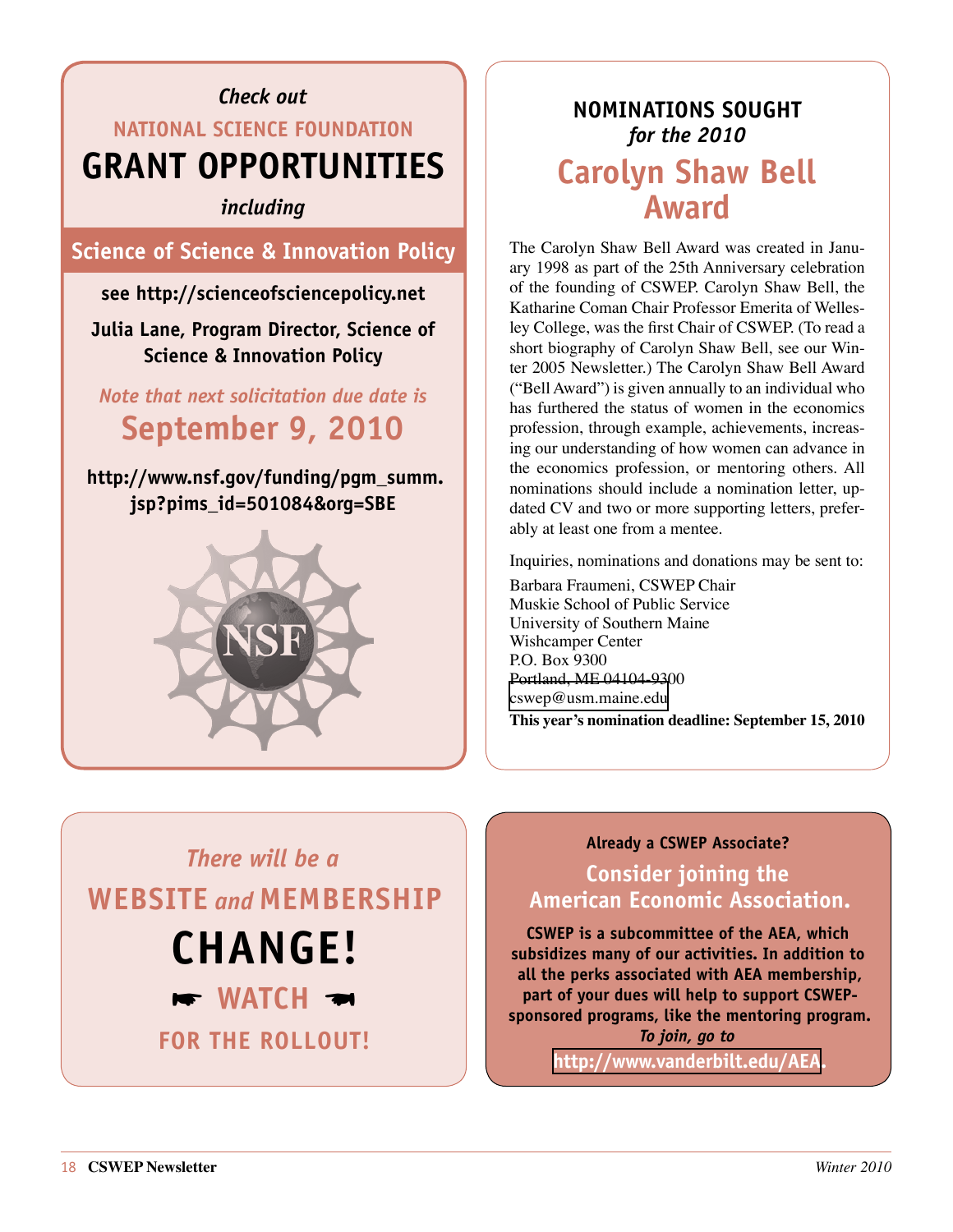*Check out*

NATIONAL SCIENCE FOUNDATION

# GRANT OPPORTUNITIES

*including*

## Science of Science & Innovation Policy

**see http://scienceofsciencepolicy.net**

**Julia Lane, Program Director, Science of Science & Innovation Policy**

*Note that next solicitation due date is*

## September 9, 2010

**http://www.nsf.gov/funding/pgm_summ.jsp?pims_id=501084&org=SBE**

---

**NOMINATIONS SOUGHT**
*for the 2010*

## Carolyn Shaw Bell Award

The Carolyn Shaw Bell Award was created in January 1998 as part of the 25th Anniversary celebration of the founding of CSWEP. Carolyn Shaw Bell, the Katharine Coman Chair Professor Emerita of Wellesley College, was the first Chair of CSWEP. (To read a short biography of Carolyn Shaw Bell, see our Winter 2005 Newsletter.) The Carolyn Shaw Bell Award ("Bell Award") is given annually to an individual who has furthered the status of women in the economics profession, through example, achievements, increasing our understanding of how women can advance in the economics profession, or mentoring others. All nominations should include a nomination letter, updated CV and two or more supporting letters, preferably at least one from a mentee.

Inquiries, nominations and donations may be sent to:

Barbara Fraumeni, CSWEP Chair
Muskie School of Public Service
University of Southern Maine
Wishcamper Center
P.O. Box 9300
Portland, ME 04104-9300
cswep@usm.maine.edu

**This year's nomination deadline: September 15, 2010**

---

*There will be a*

## WEBSITE *and* MEMBERSHIP CHANGE!

☛ WATCH ☚

FOR THE ROLLOUT!

---

**Already a CSWEP Associate?**

**Consider joining the American Economic Association.**

**CSWEP is a subcommittee of the AEA, which subsidizes many of our activities. In addition to all the perks associated with AEA membership, part of your dues will help to support CSWEP-sponsored programs, like the mentoring program.** ***To join, go to*** **http://www.vanderbilt.edu/AEA.**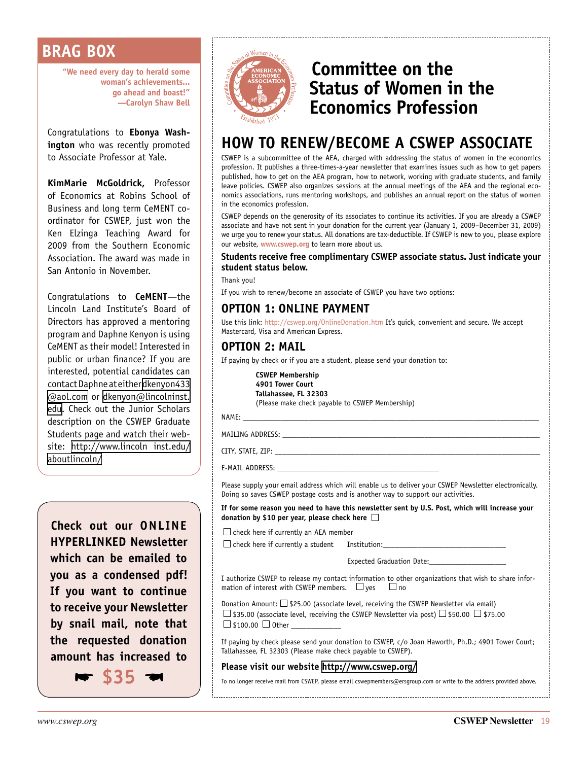## BRAG BOX

**"We need every day to herald some woman's achievements... go ahead and boast!" —Carolyn Shaw Bell**

Congratulations to **Ebonya Washington** who was recently promoted to Associate Professor at Yale.

**KimMarie McGoldrick,** Professor of Economics at Robins School of Business and long term CeMENT co-ordinator for CSWEP, just won the Ken Elzinga Teaching Award for 2009 from the Southern Economic Association. The award was made in San Antonio in November.

Congratulations to **CeMENT**—the Lincoln Land Institute's Board of Directors has approved a mentoring program and Daphne Kenyon is using CeMENT as their model! Interested in public or urban finance? If you are interested, potential candidates can contact Daphne at either dkenyon433@aol.com or dkenyon@lincolninst.edu. Check out the Junior Scholars description on the CSWEP Graduate Students page and watch their website: http://www.lincoln inst.edu/aboutlincoln/

**Check out our ONLINE HYPERLINKED Newsletter which can be emailed to you as a condensed pdf! If you want to continue to receive your Newsletter by snail mail, note that the requested donation amount has increased to $35**

# Committee on the Status of Women in the Economics Profession

## HOW TO RENEW/BECOME A CSWEP ASSOCIATE

CSWEP is a subcommittee of the AEA, charged with addressing the status of women in the economics profession. It publishes a three-times-a-year newsletter that examines issues such as how to get papers published, how to get on the AEA program, how to network, working with graduate students, and family leave policies. CSWEP also organizes sessions at the annual meetings of the AEA and the regional economics associations, runs mentoring workshops, and publishes an annual report on the status of women in the economics profession.

CSWEP depends on the generosity of its associates to continue its activities. If you are already a CSWEP associate and have not sent in your donation for the current year (January 1, 2009–December 31, 2009) we urge you to renew your status. All donations are tax-deductible. If CSWEP is new to you, please explore our website, www.cswep.org to learn more about us.

**Students receive free complimentary CSWEP associate status. Just indicate your student status below.**

Thank you!

If you wish to renew/become an associate of CSWEP you have two options:

### OPTION 1: ONLINE PAYMENT

Use this link: http://cswep.org/OnlineDonation.htm It's quick, convenient and secure. We accept Mastercard, Visa and American Express.

### OPTION 2: MAIL

If paying by check or if you are a student, please send your donation to:

**CSWEP Membership**
**4901 Tower Court**
**Tallahassee, FL 32303**
(Please make check payable to CSWEP Membership)

NAME: ____________________

MAILING ADDRESS: ____________________

CITY, STATE, ZIP: ____________________

E-MAIL ADDRESS: ____________________

Please supply your email address which will enable us to deliver your CSWEP Newsletter electronically. Doing so saves CSWEP postage costs and is another way to support our activities.

**If for some reason you need to have this newsletter sent by U.S. Post, which will increase your donation by $10 per year, please check here** ☐

☐ check here if currently an AEA member

☐ check here if currently a student Institution: ____________________

Expected Graduation Date: ____________________

I authorize CSWEP to release my contact information to other organizations that wish to share information of interest with CSWEP members. ☐ yes ☐ no

Donation Amount: ☐ $25.00 (associate level, receiving the CSWEP Newsletter via email) ☐ $35.00 (associate level, receiving the CSWEP Newsletter via post) ☐ $50.00 ☐ $75.00 ☐ $100.00 ☐ Other ____________

If paying by check please send your donation to CSWEP, c/o Joan Haworth, Ph.D.; 4901 Tower Court; Tallahassee, FL 32303 (Please make check payable to CSWEP).

**Please visit our website http://www.cswep.org/**

To no longer receive mail from CSWEP, please email cswepmembers@ersgroup.com or write to the address provided above.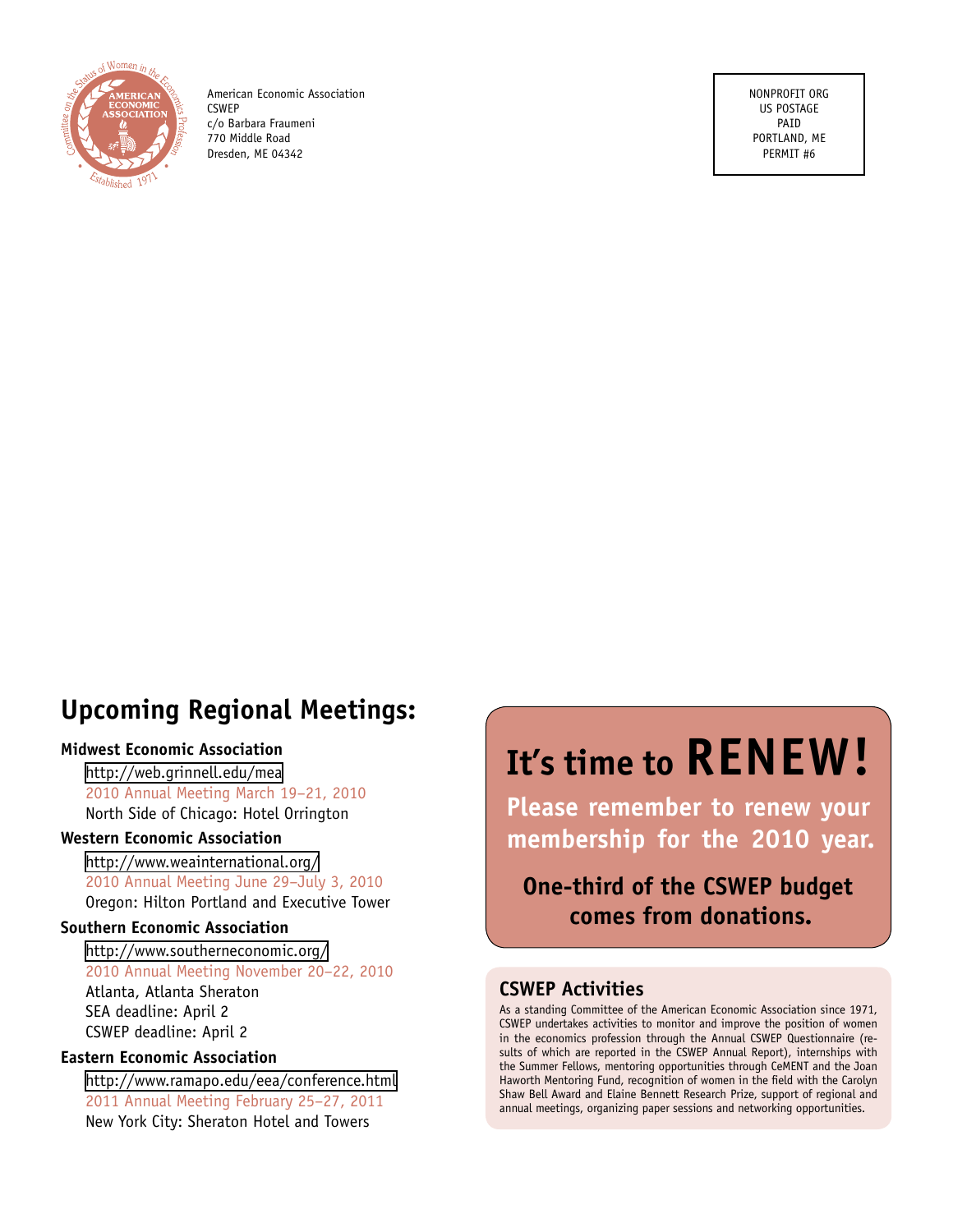American Economic Association
CSWEP
c/o Barbara Fraumeni
770 Middle Road
Dresden, ME 04342

NONPROFIT ORG
US POSTAGE
PAID
PORTLAND, ME
PERMIT #6

## Upcoming Regional Meetings:

**Midwest Economic Association**

http://web.grinnell.edu/mea
2010 Annual Meeting March 19–21, 2010
North Side of Chicago: Hotel Orrington

**Western Economic Association**

http://www.weainternational.org/
2010 Annual Meeting June 29–July 3, 2010
Oregon: Hilton Portland and Executive Tower

**Southern Economic Association**

http://www.southerneconomic.org/
2010 Annual Meeting November 20–22, 2010
Atlanta, Atlanta Sheraton
SEA deadline: April 2
CSWEP deadline: April 2

**Eastern Economic Association**

http://www.ramapo.edu/eea/conference.html
2011 Annual Meeting February 25–27, 2011
New York City: Sheraton Hotel and Towers

# It's time to RENEW!

**Please remember to renew your membership for the 2010 year.**

**One-third of the CSWEP budget comes from donations.**

## CSWEP Activities

As a standing Committee of the American Economic Association since 1971, CSWEP undertakes activities to monitor and improve the position of women in the economics profession through the Annual CSWEP Questionnaire (results of which are reported in the CSWEP Annual Report), internships with the Summer Fellows, mentoring opportunities through CeMENT and the Joan Haworth Mentoring Fund, recognition of women in the field with the Carolyn Shaw Bell Award and Elaine Bennett Research Prize, support of regional and annual meetings, organizing paper sessions and networking opportunities.